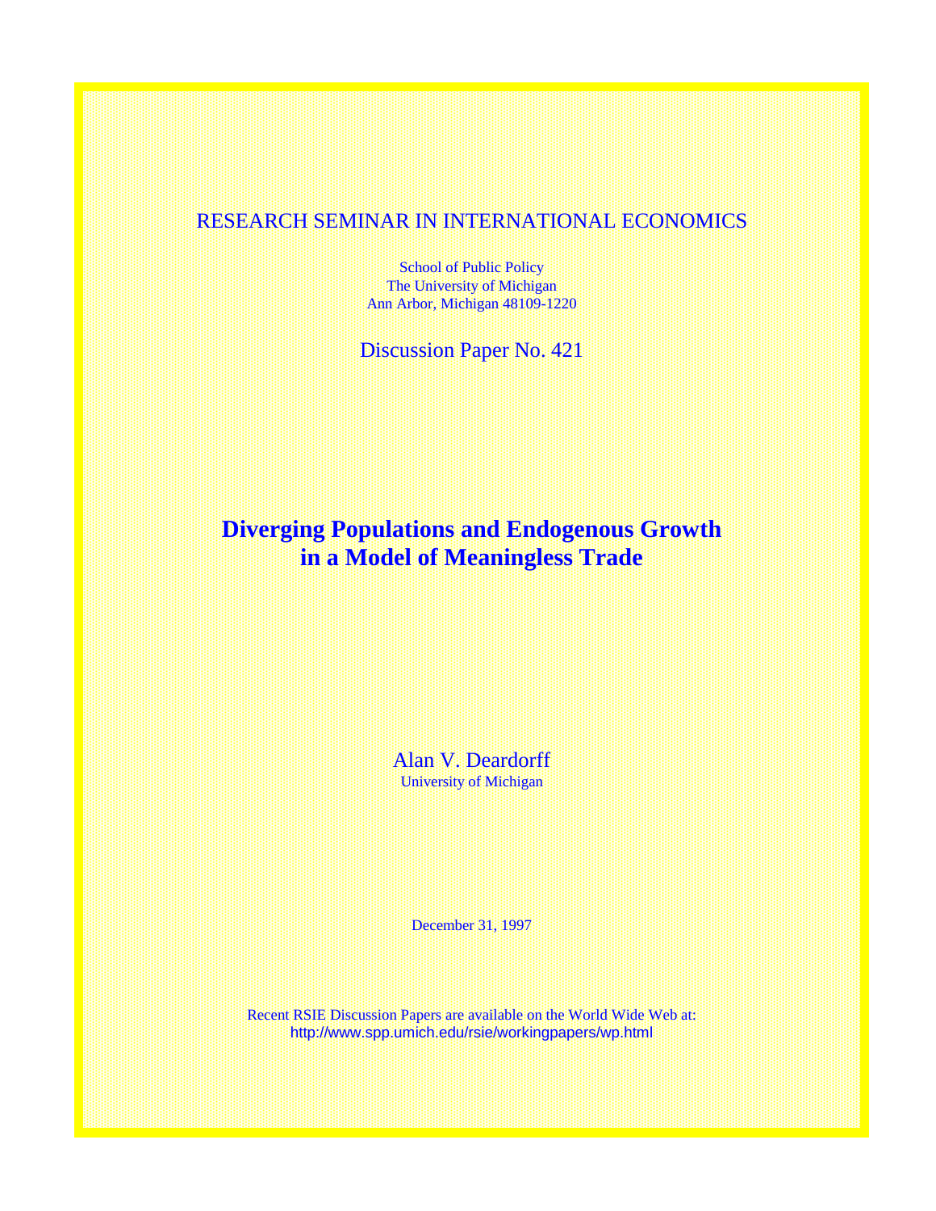RESEARCH SEMINAR IN INTERNATIONAL ECONOMICS

School of Public Policy
The University of Michigan
Ann Arbor, Michigan 48109-1220

Discussion Paper No. 421

# Diverging Populations and Endogenous Growth in a Model of Meaningless Trade

Alan V. Deardorff
University of Michigan

December 31, 1997

Recent RSIE Discussion Papers are available on the World Wide Web at:
http://www.spp.umich.edu/rsie/workingpapers/wp.html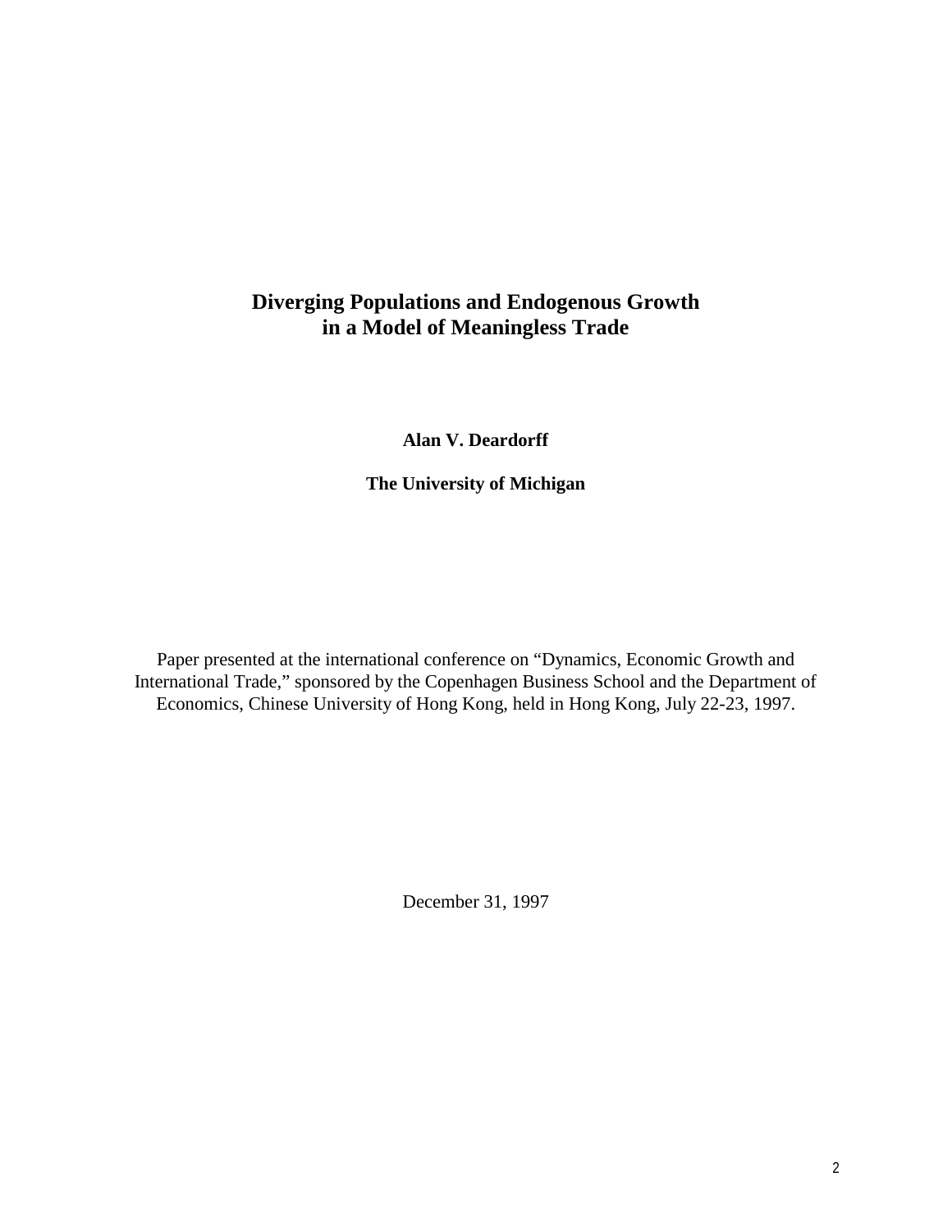# Diverging Populations and Endogenous Growth in a Model of Meaningless Trade

**Alan V. Deardorff**

**The University of Michigan**

Paper presented at the international conference on "Dynamics, Economic Growth and International Trade," sponsored by the Copenhagen Business School and the Department of Economics, Chinese University of Hong Kong, held in Hong Kong, July 22-23, 1997.

December 31, 1997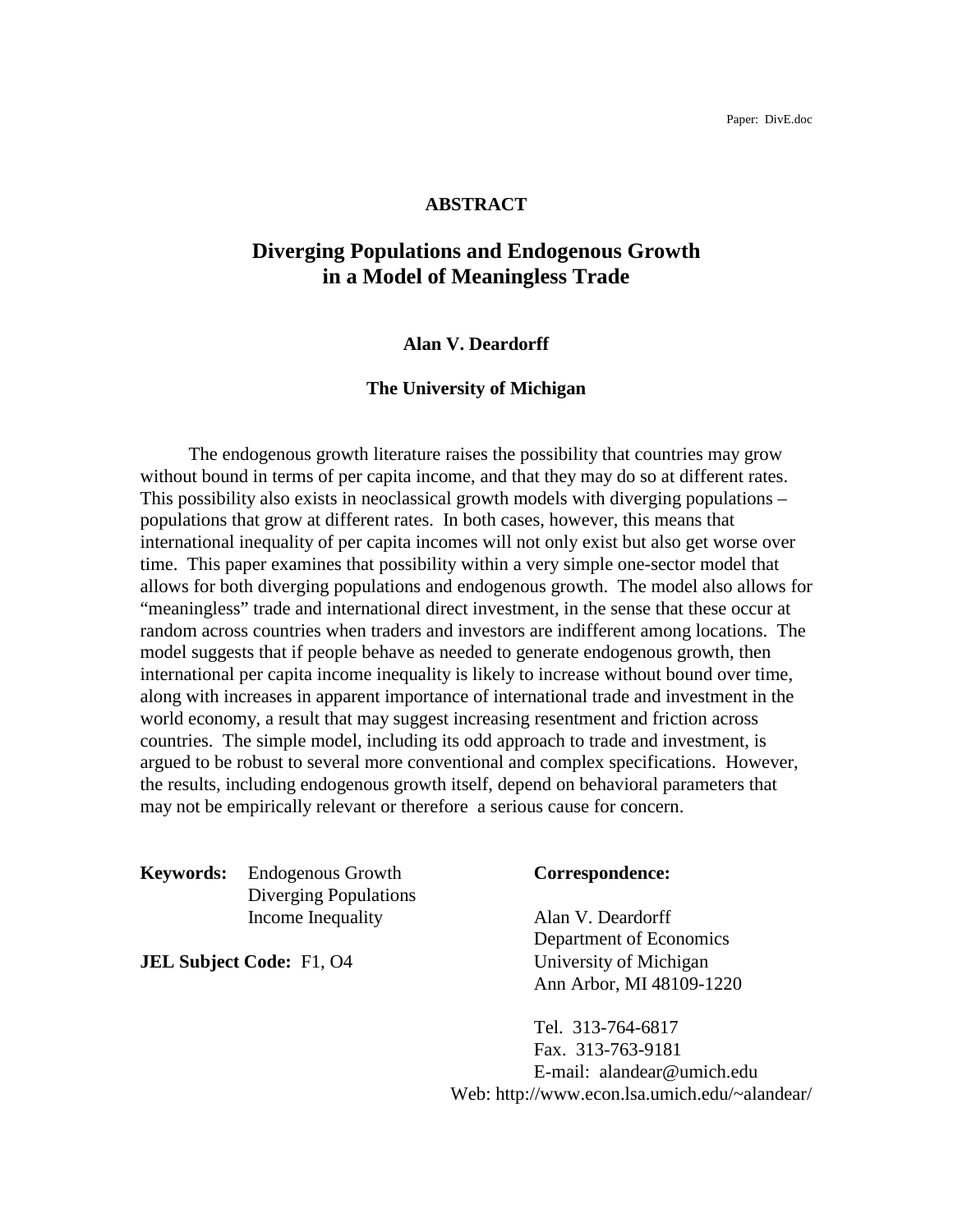Paper: DivE.doc

**ABSTRACT**

# Diverging Populations and Endogenous Growth in a Model of Meaningless Trade

**Alan V. Deardorff**

**The University of Michigan**

The endogenous growth literature raises the possibility that countries may grow without bound in terms of per capita income, and that they may do so at different rates. This possibility also exists in neoclassical growth models with diverging populations – populations that grow at different rates. In both cases, however, this means that international inequality of per capita incomes will not only exist but also get worse over time. This paper examines that possibility within a very simple one-sector model that allows for both diverging populations and endogenous growth. The model also allows for "meaningless" trade and international direct investment, in the sense that these occur at random across countries when traders and investors are indifferent among locations. The model suggests that if people behave as needed to generate endogenous growth, then international per capita income inequality is likely to increase without bound over time, along with increases in apparent importance of international trade and investment in the world economy, a result that may suggest increasing resentment and friction across countries. The simple model, including its odd approach to trade and investment, is argued to be robust to several more conventional and complex specifications. However, the results, including endogenous growth itself, depend on behavioral parameters that may not be empirically relevant or therefore a serious cause for concern.

**Keywords:** Endogenous Growth
Diverging Populations
Income Inequality

**JEL Subject Code:** F1, O4

**Correspondence:**

Alan V. Deardorff
Department of Economics
University of Michigan
Ann Arbor, MI 48109-1220

Tel. 313-764-6817
Fax. 313-763-9181
E-mail: alandear@umich.edu
Web: http://www.econ.lsa.umich.edu/~alandear/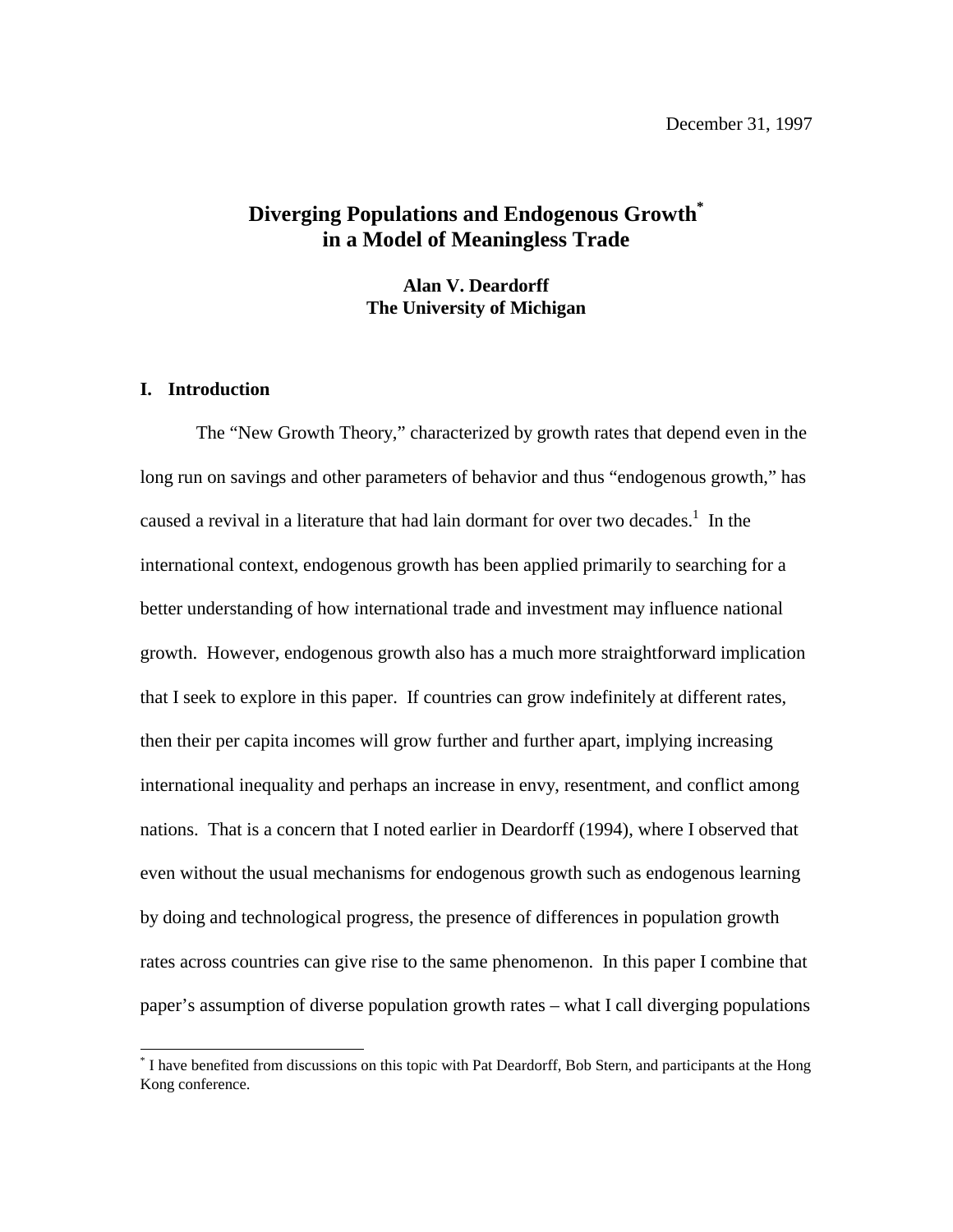December 31, 1997

# Diverging Populations and Endogenous Growth[*] in a Model of Meaningless Trade

**Alan V. Deardorff**
**The University of Michigan**

## I. Introduction

The "New Growth Theory," characterized by growth rates that depend even in the long run on savings and other parameters of behavior and thus "endogenous growth," has caused a revival in a literature that had lain dormant for over two decades.[1] In the international context, endogenous growth has been applied primarily to searching for a better understanding of how international trade and investment may influence national growth. However, endogenous growth also has a much more straightforward implication that I seek to explore in this paper. If countries can grow indefinitely at different rates, then their per capita incomes will grow further and further apart, implying increasing international inequality and perhaps an increase in envy, resentment, and conflict among nations. That is a concern that I noted earlier in Deardorff (1994), where I observed that even without the usual mechanisms for endogenous growth such as endogenous learning by doing and technological progress, the presence of differences in population growth rates across countries can give rise to the same phenomenon. In this paper I combine that paper's assumption of diverse population growth rates – what I call diverging populations

[*] I have benefited from discussions on this topic with Pat Deardorff, Bob Stern, and participants at the Hong Kong conference.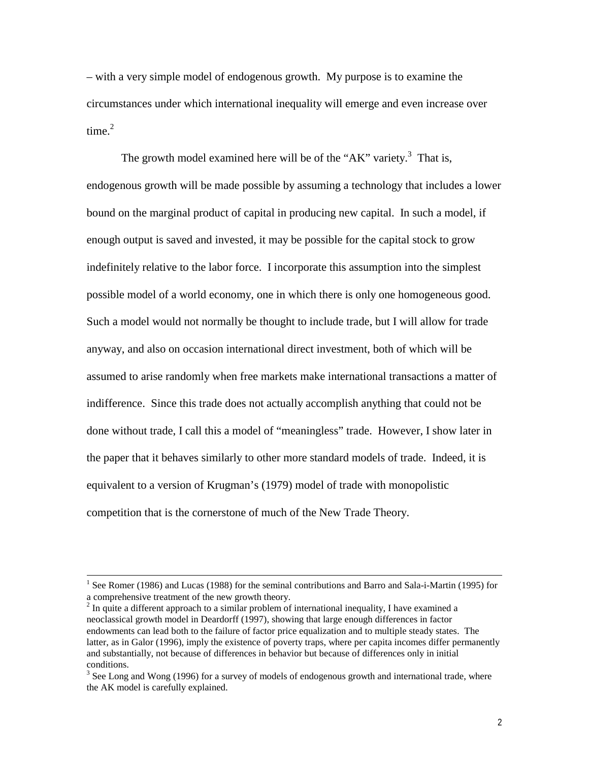– with a very simple model of endogenous growth. My purpose is to examine the circumstances under which international inequality will emerge and even increase over time.[2]

The growth model examined here will be of the "AK" variety.[3] That is, endogenous growth will be made possible by assuming a technology that includes a lower bound on the marginal product of capital in producing new capital. In such a model, if enough output is saved and invested, it may be possible for the capital stock to grow indefinitely relative to the labor force. I incorporate this assumption into the simplest possible model of a world economy, one in which there is only one homogeneous good. Such a model would not normally be thought to include trade, but I will allow for trade anyway, and also on occasion international direct investment, both of which will be assumed to arise randomly when free markets make international transactions a matter of indifference. Since this trade does not actually accomplish anything that could not be done without trade, I call this a model of "meaningless" trade. However, I show later in the paper that it behaves similarly to other more standard models of trade. Indeed, it is equivalent to a version of Krugman's (1979) model of trade with monopolistic competition that is the cornerstone of much of the New Trade Theory.

---

[1] See Romer (1986) and Lucas (1988) for the seminal contributions and Barro and Sala-i-Martin (1995) for a comprehensive treatment of the new growth theory.

[2] In quite a different approach to a similar problem of international inequality, I have examined a neoclassical growth model in Deardorff (1997), showing that large enough differences in factor endowments can lead both to the failure of factor price equalization and to multiple steady states. The latter, as in Galor (1996), imply the existence of poverty traps, where per capita incomes differ permanently and substantially, not because of differences in behavior but because of differences only in initial conditions.

[3] See Long and Wong (1996) for a survey of models of endogenous growth and international trade, where the AK model is carefully explained.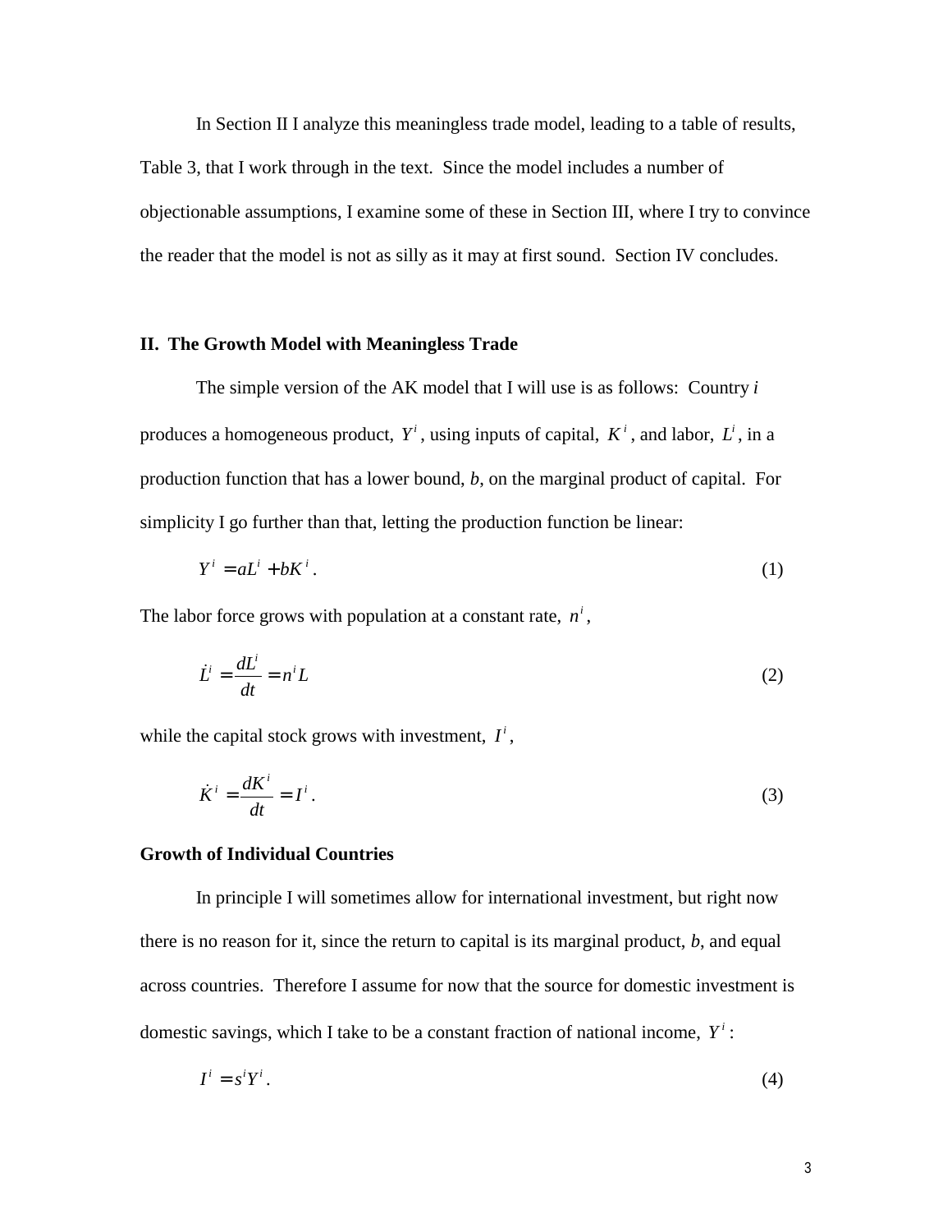In Section II I analyze this meaningless trade model, leading to a table of results, Table 3, that I work through in the text. Since the model includes a number of objectionable assumptions, I examine some of these in Section III, where I try to convince the reader that the model is not as silly as it may at first sound. Section IV concludes.

## II. The Growth Model with Meaningless Trade

The simple version of the AK model that I will use is as follows: Country *i* produces a homogeneous product, $Y^i$, using inputs of capital, $K^i$, and labor, $L^i$, in a production function that has a lower bound, *b*, on the marginal product of capital. For simplicity I go further than that, letting the production function be linear:

$$Y^i = aL^i + bK^i . \tag{1}$$

The labor force grows with population at a constant rate, $n^i$,

$$\dot{L}^i = \frac{dL^i}{dt} = n^i L \tag{2}$$

while the capital stock grows with investment, $I^i$,

$$\dot{K}^i = \frac{dK^i}{dt} = I^i . \tag{3}$$

### Growth of Individual Countries

In principle I will sometimes allow for international investment, but right now there is no reason for it, since the return to capital is its marginal product, *b*, and equal across countries. Therefore I assume for now that the source for domestic investment is domestic savings, which I take to be a constant fraction of national income, $Y^i$:

$$I^i = s^i Y^i . \tag{4}$$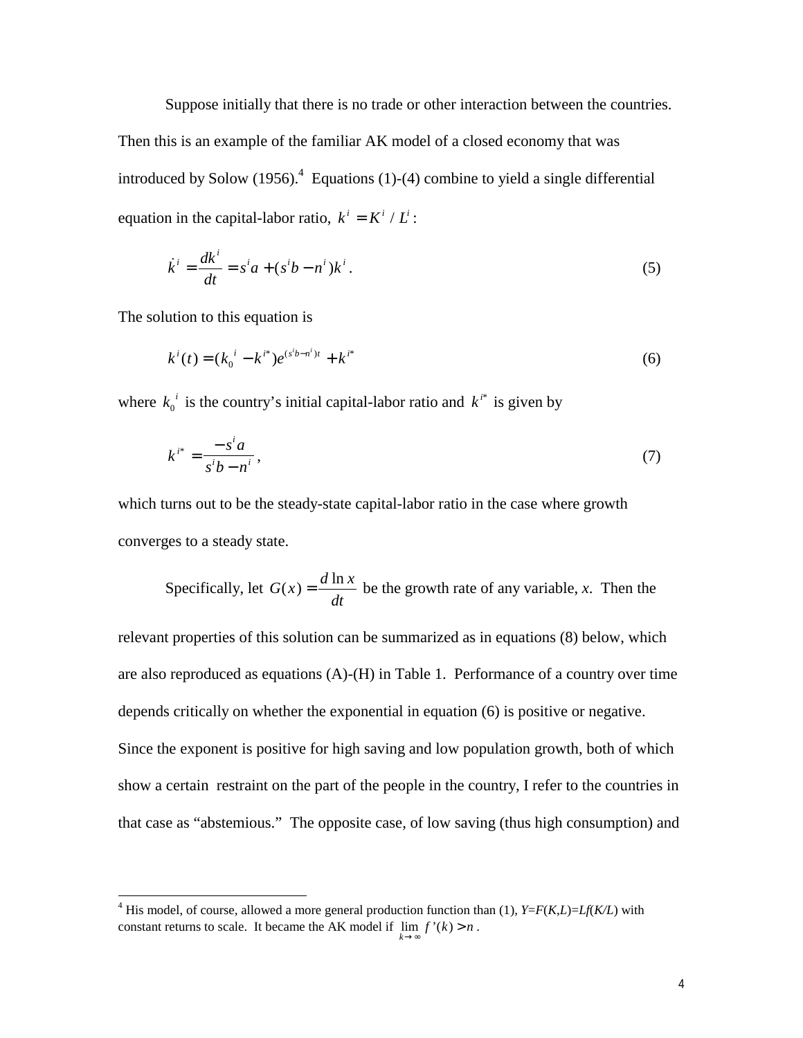Suppose initially that there is no trade or other interaction between the countries. Then this is an example of the familiar AK model of a closed economy that was introduced by Solow (1956).[4] Equations (1)-(4) combine to yield a single differential equation in the capital-labor ratio, $k^i = K^i / L^i$:

$$\dot{k}^i = \frac{dk^i}{dt} = s^i a + (s^i b - n^i)k^i . \tag{5}$$

The solution to this equation is

$$k^i(t) = (k_0{}^i - k^{i*})e^{(s^i b - n^i)t} + k^{i*} \tag{6}$$

where $k_0{}^i$ is the country's initial capital-labor ratio and $k^{i*}$ is given by

$$k^{i*} = \frac{-s^i a}{s^i b - n^i} , \tag{7}$$

which turns out to be the steady-state capital-labor ratio in the case where growth converges to a steady state.

Specifically, let $G(x) = \frac{d \ln x}{dt}$ be the growth rate of any variable, *x*. Then the relevant properties of this solution can be summarized as in equations (8) below, which are also reproduced as equations (A)-(H) in Table 1. Performance of a country over time depends critically on whether the exponential in equation (6) is positive or negative. Since the exponent is positive for high saving and low population growth, both of which show a certain restraint on the part of the people in the country, I refer to the countries in that case as "abstemious." The opposite case, of low saving (thus high consumption) and

---

[4] His model, of course, allowed a more general production function than (1), $Y=F(K,L)=Lf(K/L)$ with constant returns to scale. It became the AK model if $\lim_{k \to \infty} f'(k) > n$ .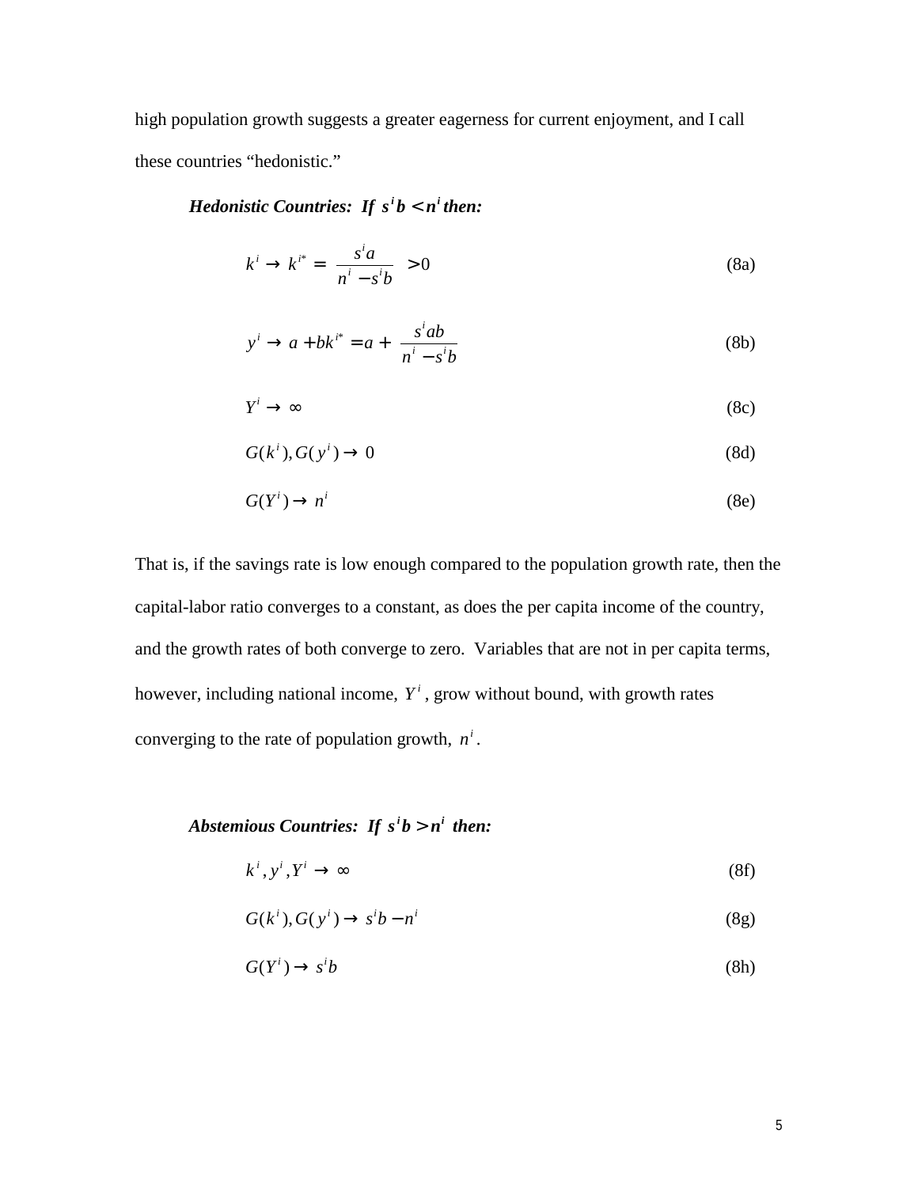high population growth suggests a greater eagerness for current enjoyment, and I call these countries "hedonistic."

***Hedonistic Countries: If $s^i b < n^i$ then:***

$$k^i \rightarrow k^{i*} = \frac{s^i a}{n^i - s^i b} > 0 \tag{8a}$$

$$y^i \rightarrow a + bk^{i*} = a + \frac{s^i ab}{n^i - s^i b} \tag{8b}$$

$$Y^i \rightarrow \infty \tag{8c}$$

$$G(k^i), G(y^i) \rightarrow 0 \tag{8d}$$

$$G(Y^i) \rightarrow n^i \tag{8e}$$

That is, if the savings rate is low enough compared to the population growth rate, then the capital-labor ratio converges to a constant, as does the per capita income of the country, and the growth rates of both converge to zero. Variables that are not in per capita terms, however, including national income, $Y^i$, grow without bound, with growth rates converging to the rate of population growth, $n^i$.

***Abstemious Countries: If $s^i b > n^i$ then:***

$$k^i, y^i, Y^i \rightarrow \infty \tag{8f}$$

$$G(k^i), G(y^i) \rightarrow s^i b - n^i \tag{8g}$$

$$G(Y^i) \rightarrow s^i b \tag{8h}$$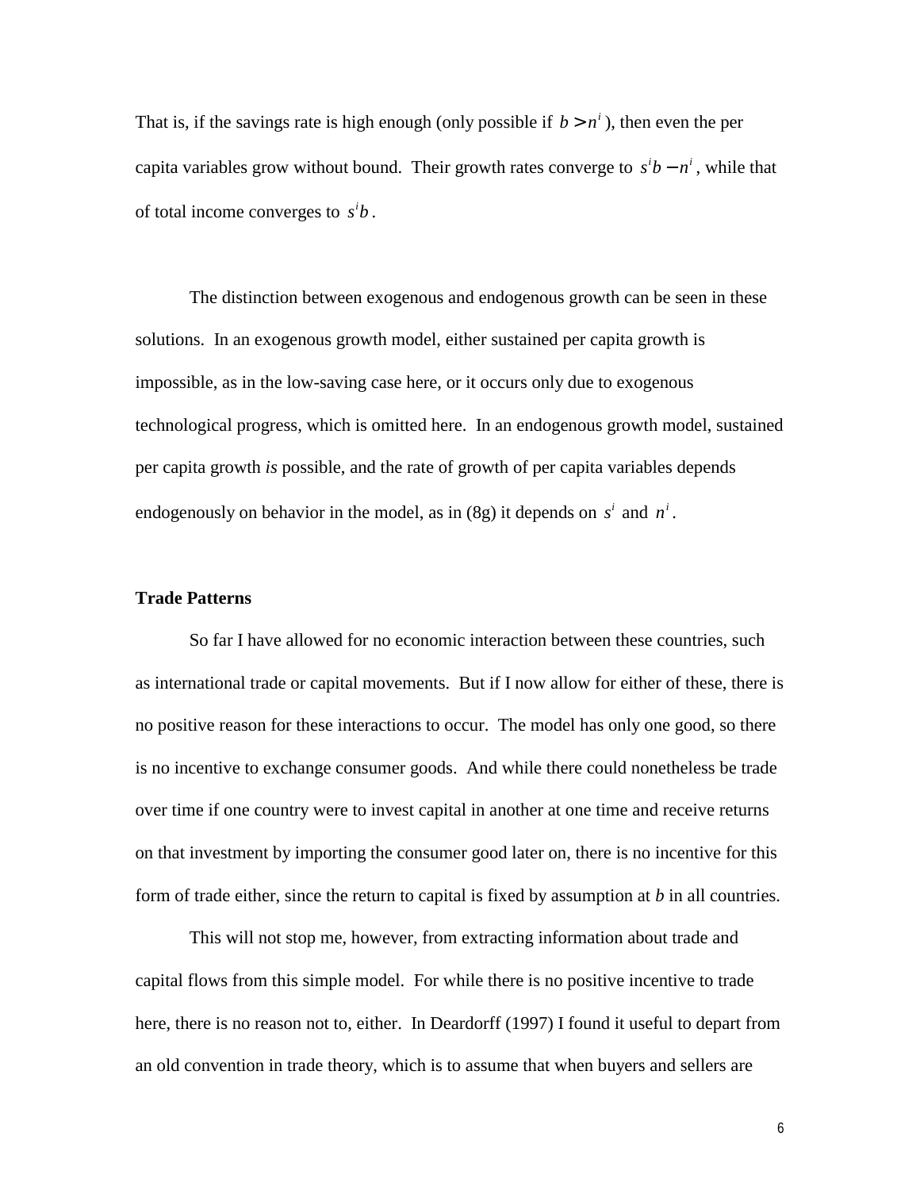That is, if the savings rate is high enough (only possible if $b > n^i$), then even the per capita variables grow without bound. Their growth rates converge to $s^i b - n^i$, while that of total income converges to $s^i b$.

The distinction between exogenous and endogenous growth can be seen in these solutions. In an exogenous growth model, either sustained per capita growth is impossible, as in the low-saving case here, or it occurs only due to exogenous technological progress, which is omitted here. In an endogenous growth model, sustained per capita growth *is* possible, and the rate of growth of per capita variables depends endogenously on behavior in the model, as in (8g) it depends on $s^i$ and $n^i$.

## Trade Patterns

So far I have allowed for no economic interaction between these countries, such as international trade or capital movements. But if I now allow for either of these, there is no positive reason for these interactions to occur. The model has only one good, so there is no incentive to exchange consumer goods. And while there could nonetheless be trade over time if one country were to invest capital in another at one time and receive returns on that investment by importing the consumer good later on, there is no incentive for this form of trade either, since the return to capital is fixed by assumption at *b* in all countries.

This will not stop me, however, from extracting information about trade and capital flows from this simple model. For while there is no positive incentive to trade here, there is no reason not to, either. In Deardorff (1997) I found it useful to depart from an old convention in trade theory, which is to assume that when buyers and sellers are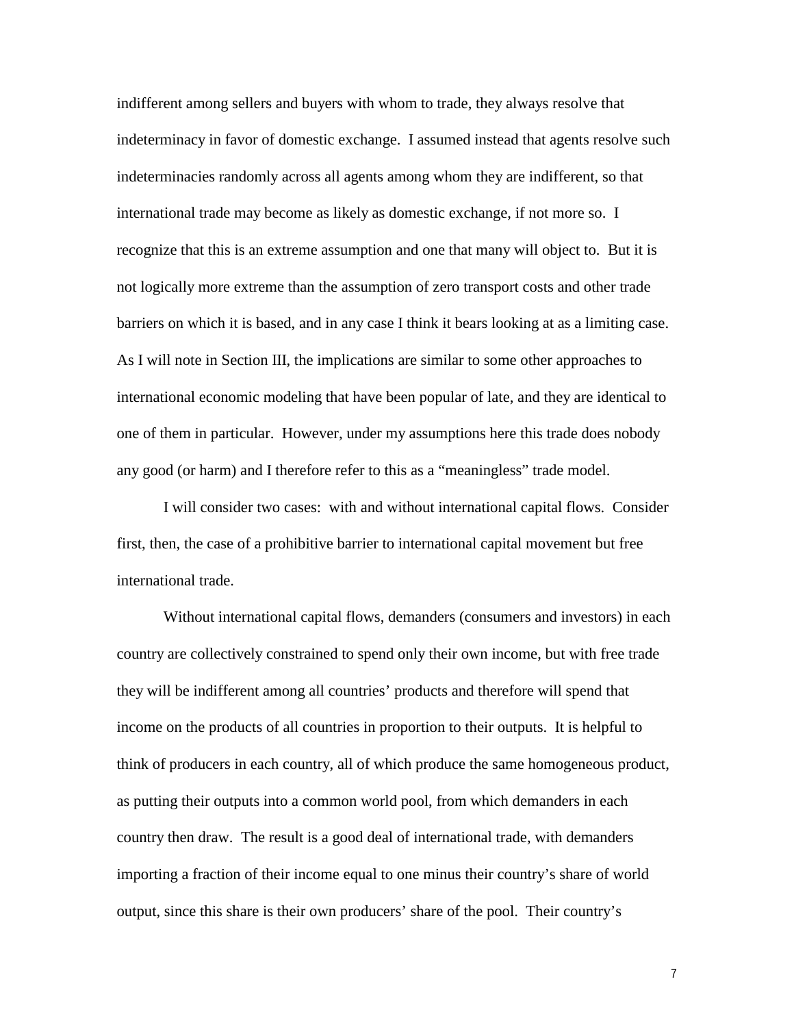indifferent among sellers and buyers with whom to trade, they always resolve that indeterminacy in favor of domestic exchange. I assumed instead that agents resolve such indeterminacies randomly across all agents among whom they are indifferent, so that international trade may become as likely as domestic exchange, if not more so. I recognize that this is an extreme assumption and one that many will object to. But it is not logically more extreme than the assumption of zero transport costs and other trade barriers on which it is based, and in any case I think it bears looking at as a limiting case. As I will note in Section III, the implications are similar to some other approaches to international economic modeling that have been popular of late, and they are identical to one of them in particular. However, under my assumptions here this trade does nobody any good (or harm) and I therefore refer to this as a "meaningless" trade model.

I will consider two cases: with and without international capital flows. Consider first, then, the case of a prohibitive barrier to international capital movement but free international trade.

Without international capital flows, demanders (consumers and investors) in each country are collectively constrained to spend only their own income, but with free trade they will be indifferent among all countries' products and therefore will spend that income on the products of all countries in proportion to their outputs. It is helpful to think of producers in each country, all of which produce the same homogeneous product, as putting their outputs into a common world pool, from which demanders in each country then draw. The result is a good deal of international trade, with demanders importing a fraction of their income equal to one minus their country's share of world output, since this share is their own producers' share of the pool. Their country's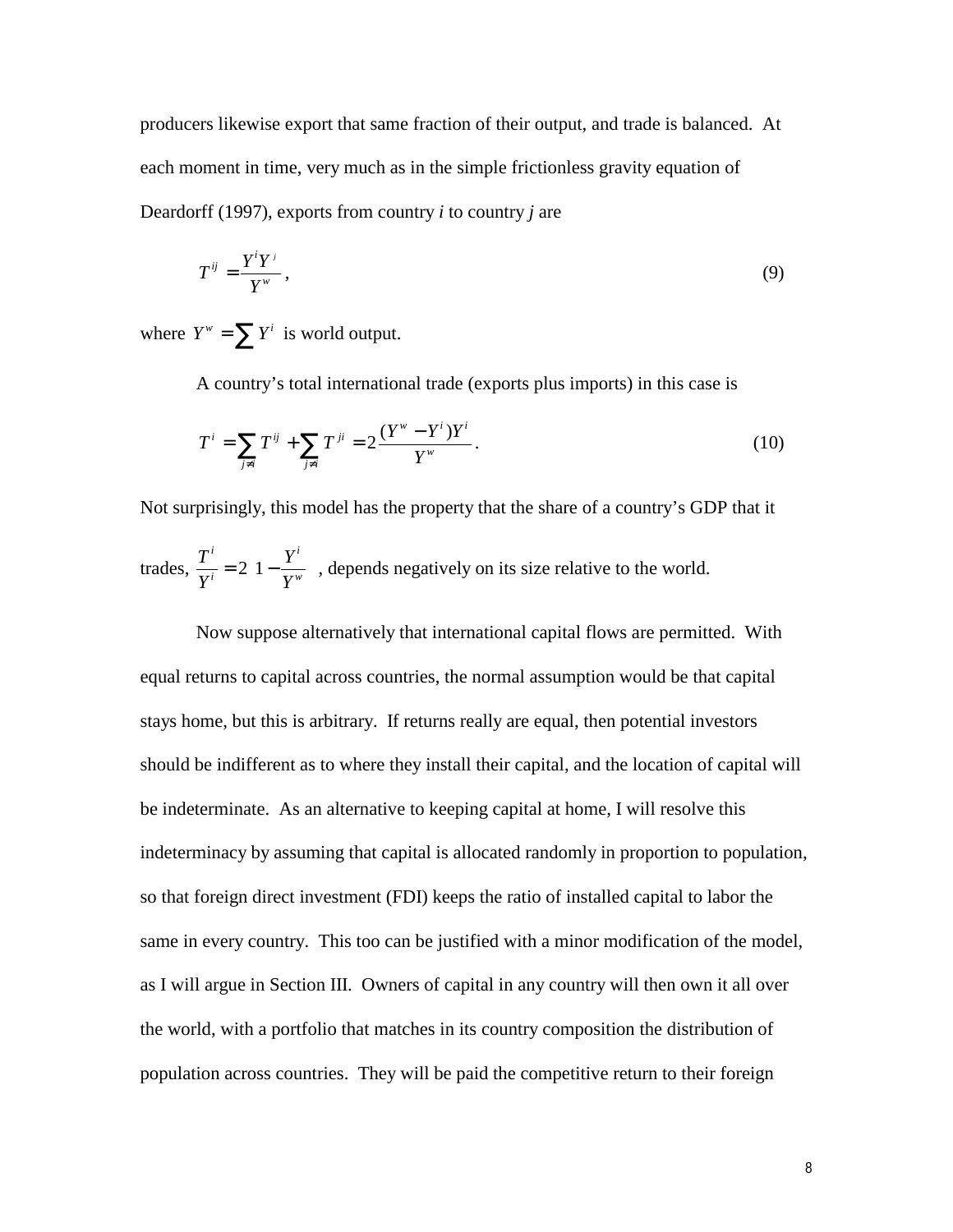producers likewise export that same fraction of their output, and trade is balanced. At each moment in time, very much as in the simple frictionless gravity equation of Deardorff (1997), exports from country *i* to country *j* are

$$T^{ij} = \frac{Y^i Y^j}{Y^w}, \tag{9}$$

where $Y^w = \sum Y^i$ is world output.

A country's total international trade (exports plus imports) in this case is

$$T^i = \sum_{j \neq i} T^{ij} + \sum_{j \neq i} T^{ji} = 2\frac{(Y^w - Y^i)Y^i}{Y^w}. \tag{10}$$

Not surprisingly, this model has the property that the share of a country's GDP that it trades, $\frac{T^i}{Y^i} = 2\left(1 - \frac{Y^i}{Y^w}\right)$, depends negatively on its size relative to the world.

Now suppose alternatively that international capital flows are permitted. With equal returns to capital across countries, the normal assumption would be that capital stays home, but this is arbitrary. If returns really are equal, then potential investors should be indifferent as to where they install their capital, and the location of capital will be indeterminate. As an alternative to keeping capital at home, I will resolve this indeterminacy by assuming that capital is allocated randomly in proportion to population, so that foreign direct investment (FDI) keeps the ratio of installed capital to labor the same in every country. This too can be justified with a minor modification of the model, as I will argue in Section III. Owners of capital in any country will then own it all over the world, with a portfolio that matches in its country composition the distribution of population across countries. They will be paid the competitive return to their foreign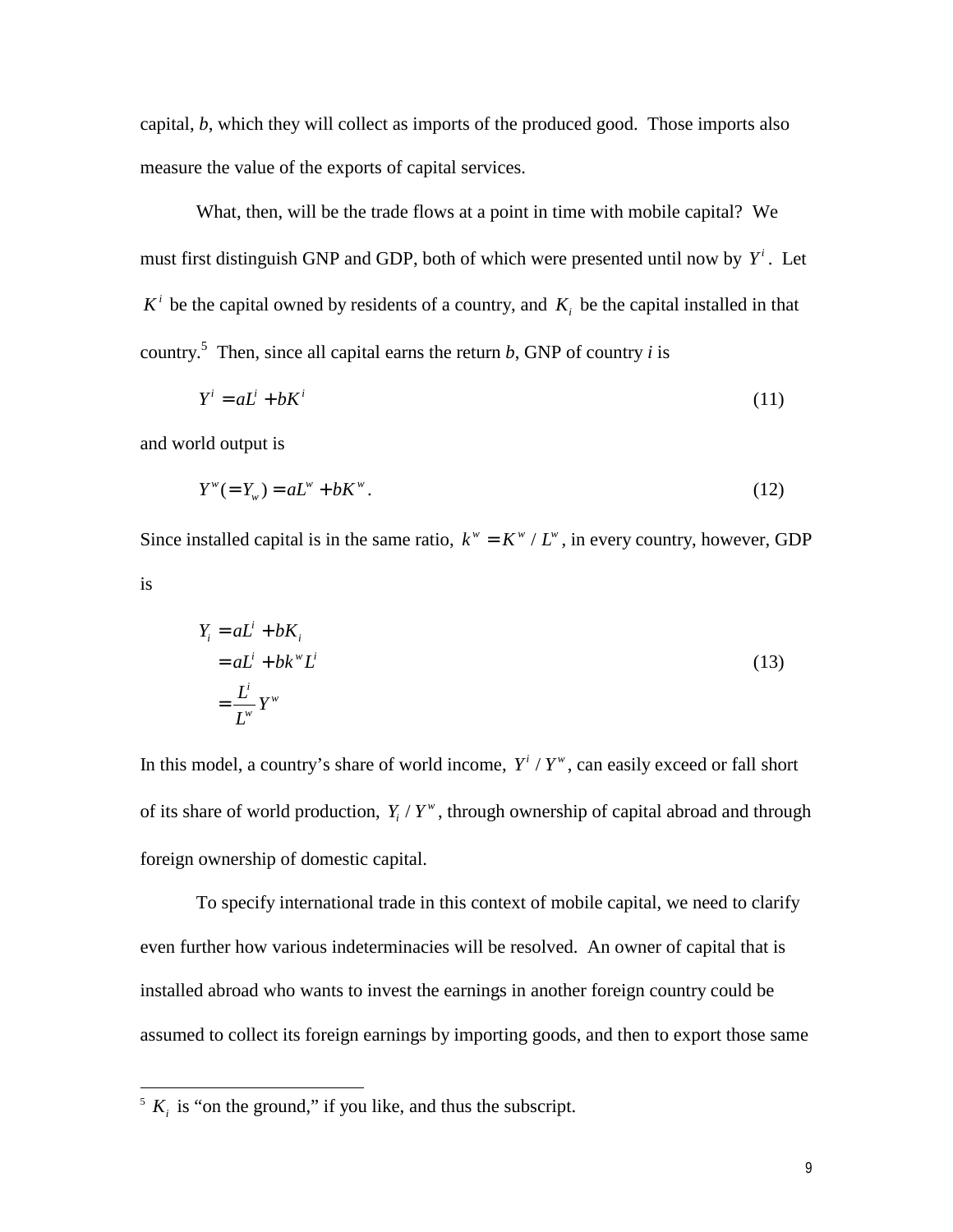capital, *b*, which they will collect as imports of the produced good. Those imports also measure the value of the exports of capital services.

What, then, will be the trade flows at a point in time with mobile capital? We must first distinguish GNP and GDP, both of which were presented until now by $Y^i$. Let $K^i$ be the capital owned by residents of a country, and $K_i$ be the capital installed in that country.[5] Then, since all capital earns the return *b*, GNP of country *i* is

$$Y^i = aL^i + bK^i \tag{11}$$

and world output is

$$Y^w (= Y_w) = aL^w + bK^w . \tag{12}$$

Since installed capital is in the same ratio, $k^w = K^w / L^w$, in every country, however, GDP is

$$\begin{aligned} Y_i &= aL^i + bK_i \\ &= aL^i + bk^w L^i \\ &= \frac{L^i}{L^w} Y^w \end{aligned} \tag{13}$$

In this model, a country's share of world income, $Y^i / Y^w$, can easily exceed or fall short of its share of world production, $Y_i / Y^w$, through ownership of capital abroad and through foreign ownership of domestic capital.

To specify international trade in this context of mobile capital, we need to clarify even further how various indeterminacies will be resolved. An owner of capital that is installed abroad who wants to invest the earnings in another foreign country could be assumed to collect its foreign earnings by importing goods, and then to export those same

[5] $K_i$ is "on the ground," if you like, and thus the subscript.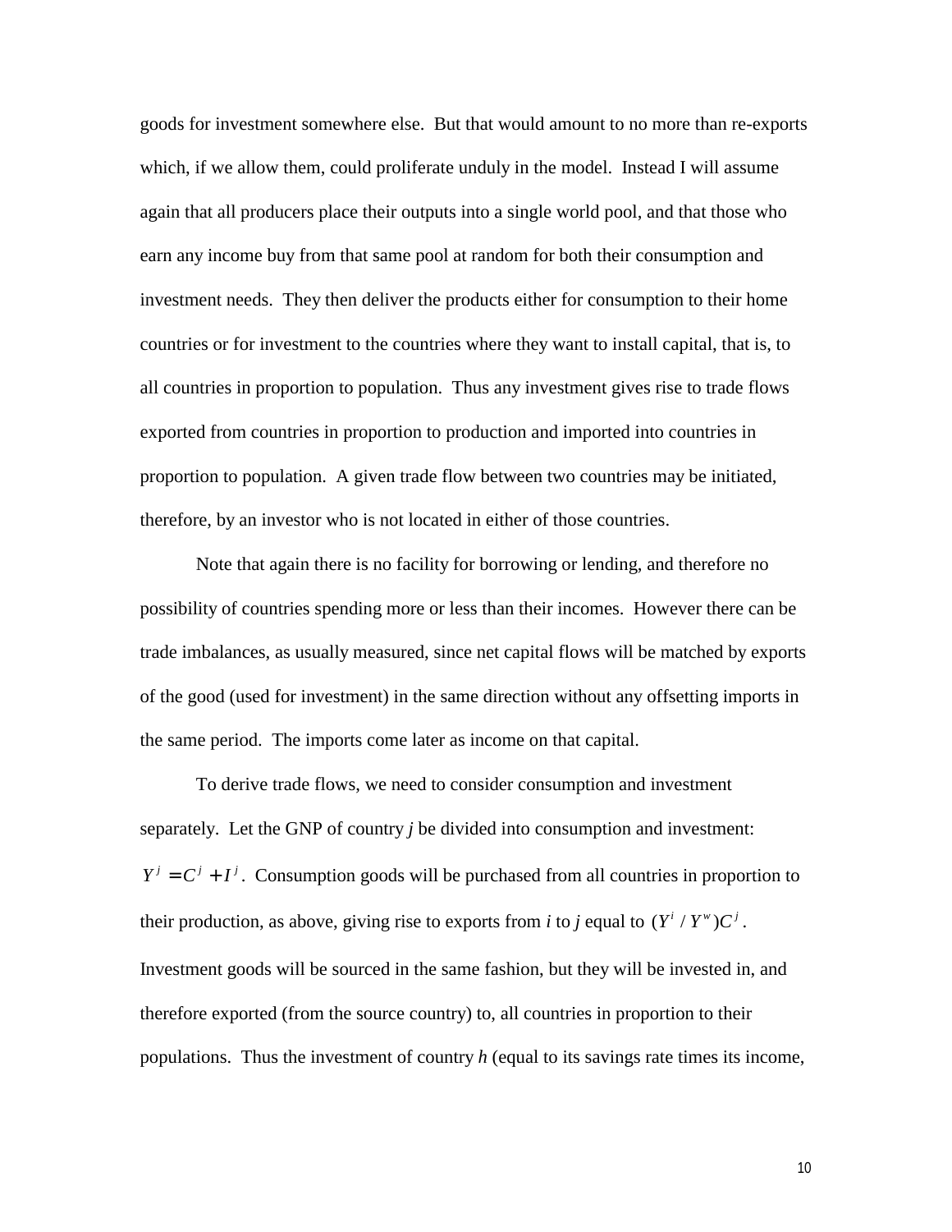goods for investment somewhere else. But that would amount to no more than re-exports which, if we allow them, could proliferate unduly in the model. Instead I will assume again that all producers place their outputs into a single world pool, and that those who earn any income buy from that same pool at random for both their consumption and investment needs. They then deliver the products either for consumption to their home countries or for investment to the countries where they want to install capital, that is, to all countries in proportion to population. Thus any investment gives rise to trade flows exported from countries in proportion to production and imported into countries in proportion to population. A given trade flow between two countries may be initiated, therefore, by an investor who is not located in either of those countries.

Note that again there is no facility for borrowing or lending, and therefore no possibility of countries spending more or less than their incomes. However there can be trade imbalances, as usually measured, since net capital flows will be matched by exports of the good (used for investment) in the same direction without any offsetting imports in the same period. The imports come later as income on that capital.

To derive trade flows, we need to consider consumption and investment separately. Let the GNP of country *j* be divided into consumption and investment: $Y^j = C^j + I^j$. Consumption goods will be purchased from all countries in proportion to their production, as above, giving rise to exports from *i* to *j* equal to $(Y^i / Y^w)C^j$. Investment goods will be sourced in the same fashion, but they will be invested in, and therefore exported (from the source country) to, all countries in proportion to their populations. Thus the investment of country *h* (equal to its savings rate times its income,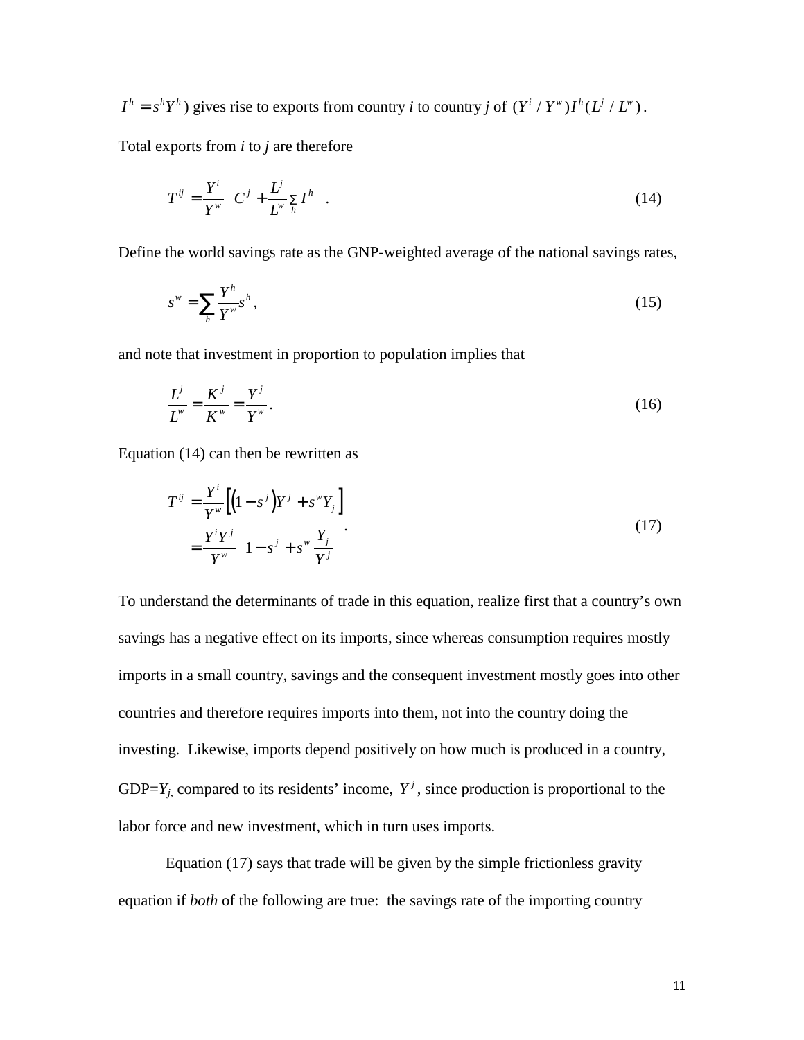$I^h = s^h Y^h$) gives rise to exports from country *i* to country *j* of $(Y^i / Y^w) I^h (L^j / L^w)$.

Total exports from *i* to *j* are therefore

$$T^{ij} = \frac{Y^i}{Y^w}\left( C^j + \frac{L^j}{L^w}\sum_h I^h \right). \tag{14}$$

Define the world savings rate as the GNP-weighted average of the national savings rates,

$$s^w = \sum_h \frac{Y^h}{Y^w} s^h, \tag{15}$$

and note that investment in proportion to population implies that

$$\frac{L^j}{L^w} = \frac{K^j}{K^w} = \frac{Y_j}{Y^w}. \tag{16}$$

Equation (14) can then be rewritten as

$$\begin{aligned} T^{ij} &= \frac{Y^i}{Y^w}\left[\left(1 - s^j\right) Y^j + s^w Y_j\right] \\ &= \frac{Y^i Y^j}{Y^w}\left( 1 - s^j + s^w \frac{Y_j}{Y^j} \right) \end{aligned}. \tag{17}$$

To understand the determinants of trade in this equation, realize first that a country's own savings has a negative effect on its imports, since whereas consumption requires mostly imports in a small country, savings and the consequent investment mostly goes into other countries and therefore requires imports into them, not into the country doing the investing. Likewise, imports depend positively on how much is produced in a country, GDP=$Y_j$, compared to its residents' income, $Y^j$, since production is proportional to the labor force and new investment, which in turn uses imports.

Equation (17) says that trade will be given by the simple frictionless gravity equation if *both* of the following are true: the savings rate of the importing country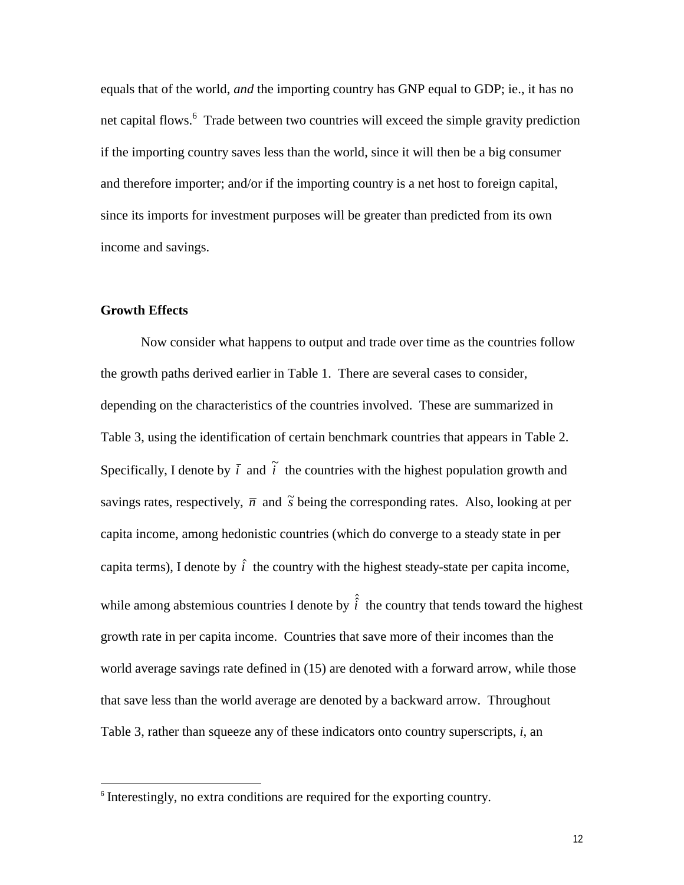equals that of the world, *and* the importing country has GNP equal to GDP; ie., it has no net capital flows.[6] Trade between two countries will exceed the simple gravity prediction if the importing country saves less than the world, since it will then be a big consumer and therefore importer; and/or if the importing country is a net host to foreign capital, since its imports for investment purposes will be greater than predicted from its own income and savings.

**Growth Effects**

Now consider what happens to output and trade over time as the countries follow the growth paths derived earlier in Table 1. There are several cases to consider, depending on the characteristics of the countries involved. These are summarized in Table 3, using the identification of certain benchmark countries that appears in Table 2. Specifically, I denote by $\bar{i}$ and $\tilde{i}$ the countries with the highest population growth and savings rates, respectively, $\bar{n}$ and $\tilde{s}$ being the corresponding rates. Also, looking at per capita income, among hedonistic countries (which do converge to a steady state in per capita terms), I denote by $\hat{i}$ the country with the highest steady-state per capita income, while among abstemious countries I denote by $\hat{\hat{i}}$ the country that tends toward the highest growth rate in per capita income. Countries that save more of their incomes than the world average savings rate defined in (15) are denoted with a forward arrow, while those that save less than the world average are denoted by a backward arrow. Throughout Table 3, rather than squeeze any of these indicators onto country superscripts, *i*, an

[6] Interestingly, no extra conditions are required for the exporting country.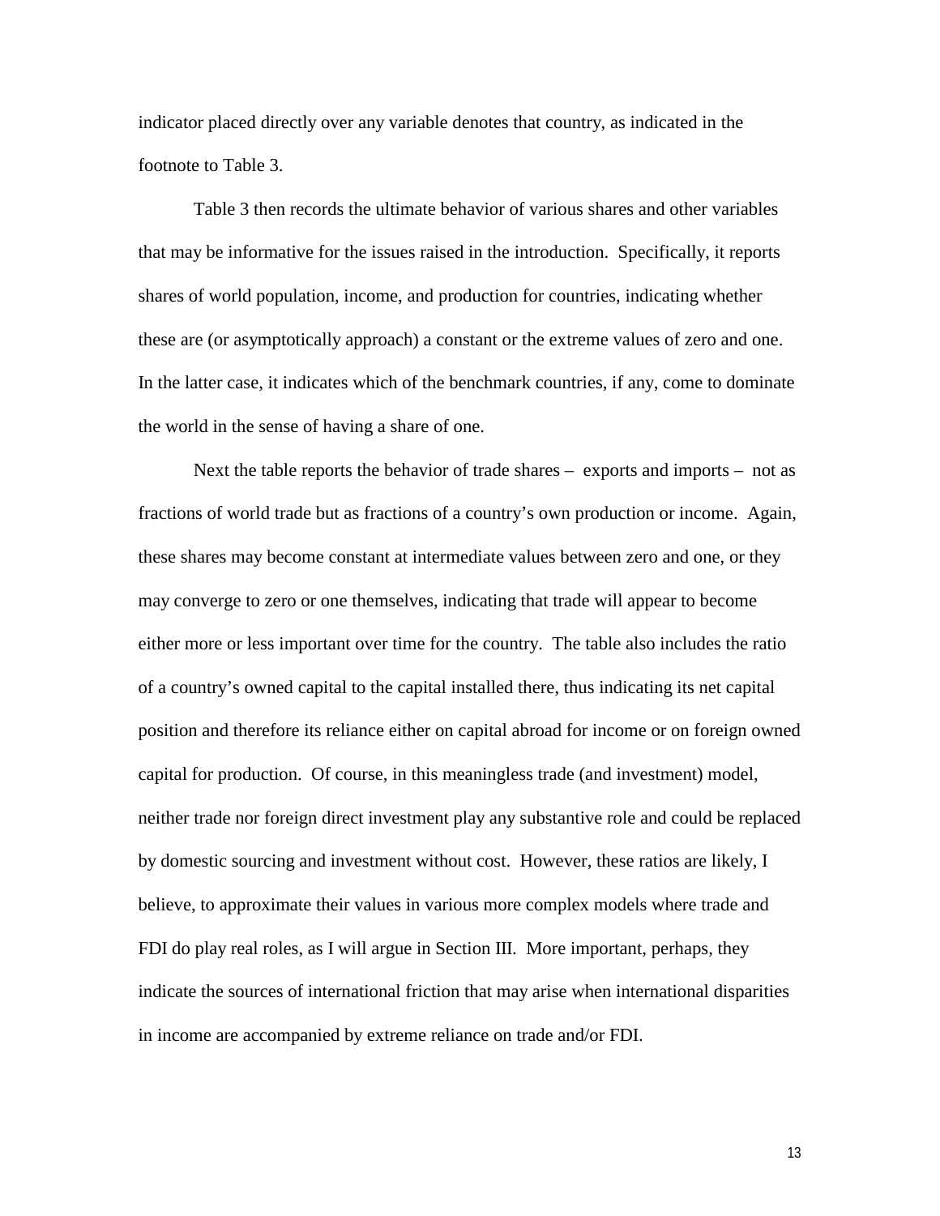indicator placed directly over any variable denotes that country, as indicated in the footnote to Table 3.

Table 3 then records the ultimate behavior of various shares and other variables that may be informative for the issues raised in the introduction. Specifically, it reports shares of world population, income, and production for countries, indicating whether these are (or asymptotically approach) a constant or the extreme values of zero and one. In the latter case, it indicates which of the benchmark countries, if any, come to dominate the world in the sense of having a share of one.

Next the table reports the behavior of trade shares – exports and imports – not as fractions of world trade but as fractions of a country's own production or income. Again, these shares may become constant at intermediate values between zero and one, or they may converge to zero or one themselves, indicating that trade will appear to become either more or less important over time for the country. The table also includes the ratio of a country's owned capital to the capital installed there, thus indicating its net capital position and therefore its reliance either on capital abroad for income or on foreign owned capital for production. Of course, in this meaningless trade (and investment) model, neither trade nor foreign direct investment play any substantive role and could be replaced by domestic sourcing and investment without cost. However, these ratios are likely, I believe, to approximate their values in various more complex models where trade and FDI do play real roles, as I will argue in Section III. More important, perhaps, they indicate the sources of international friction that may arise when international disparities in income are accompanied by extreme reliance on trade and/or FDI.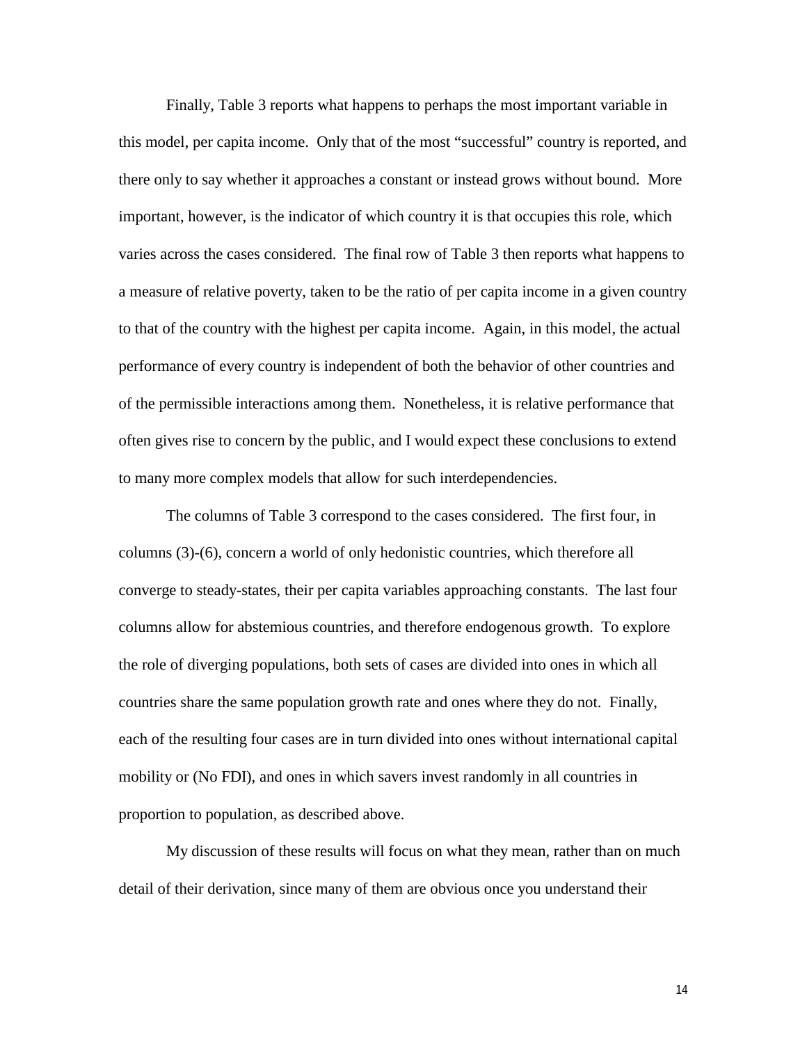Finally, Table 3 reports what happens to perhaps the most important variable in this model, per capita income. Only that of the most "successful" country is reported, and there only to say whether it approaches a constant or instead grows without bound. More important, however, is the indicator of which country it is that occupies this role, which varies across the cases considered. The final row of Table 3 then reports what happens to a measure of relative poverty, taken to be the ratio of per capita income in a given country to that of the country with the highest per capita income. Again, in this model, the actual performance of every country is independent of both the behavior of other countries and of the permissible interactions among them. Nonetheless, it is relative performance that often gives rise to concern by the public, and I would expect these conclusions to extend to many more complex models that allow for such interdependencies.

The columns of Table 3 correspond to the cases considered. The first four, in columns (3)-(6), concern a world of only hedonistic countries, which therefore all converge to steady-states, their per capita variables approaching constants. The last four columns allow for abstemious countries, and therefore endogenous growth. To explore the role of diverging populations, both sets of cases are divided into ones in which all countries share the same population growth rate and ones where they do not. Finally, each of the resulting four cases are in turn divided into ones without international capital mobility or (No FDI), and ones in which savers invest randomly in all countries in proportion to population, as described above.

My discussion of these results will focus on what they mean, rather than on much detail of their derivation, since many of them are obvious once you understand their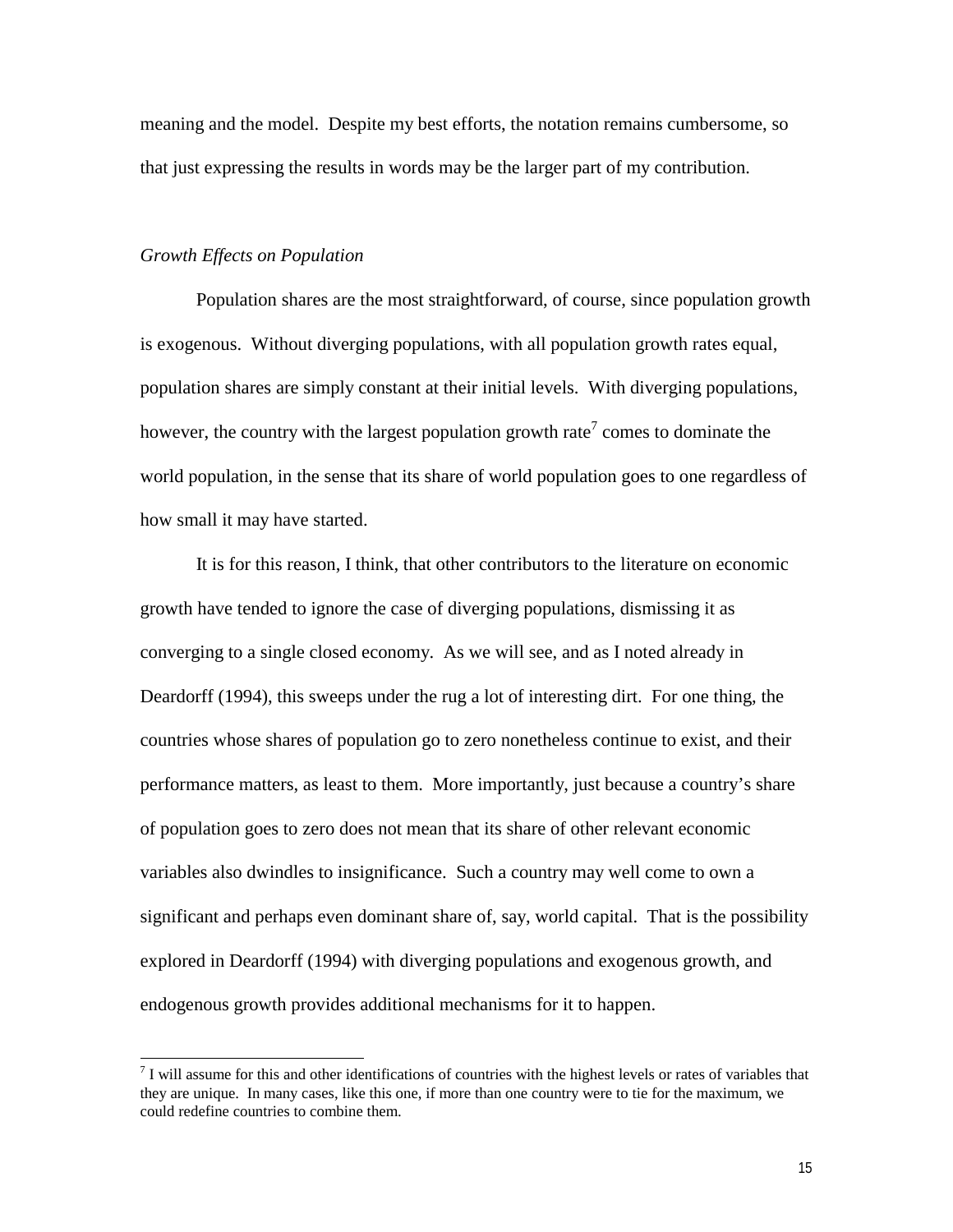meaning and the model. Despite my best efforts, the notation remains cumbersome, so that just expressing the results in words may be the larger part of my contribution.

*Growth Effects on Population*

Population shares are the most straightforward, of course, since population growth is exogenous. Without diverging populations, with all population growth rates equal, population shares are simply constant at their initial levels. With diverging populations, however, the country with the largest population growth rate[7] comes to dominate the world population, in the sense that its share of world population goes to one regardless of how small it may have started.

It is for this reason, I think, that other contributors to the literature on economic growth have tended to ignore the case of diverging populations, dismissing it as converging to a single closed economy. As we will see, and as I noted already in Deardorff (1994), this sweeps under the rug a lot of interesting dirt. For one thing, the countries whose shares of population go to zero nonetheless continue to exist, and their performance matters, as least to them. More importantly, just because a country's share of population goes to zero does not mean that its share of other relevant economic variables also dwindles to insignificance. Such a country may well come to own a significant and perhaps even dominant share of, say, world capital. That is the possibility explored in Deardorff (1994) with diverging populations and exogenous growth, and endogenous growth provides additional mechanisms for it to happen.

---

[7] I will assume for this and other identifications of countries with the highest levels or rates of variables that they are unique. In many cases, like this one, if more than one country were to tie for the maximum, we could redefine countries to combine them.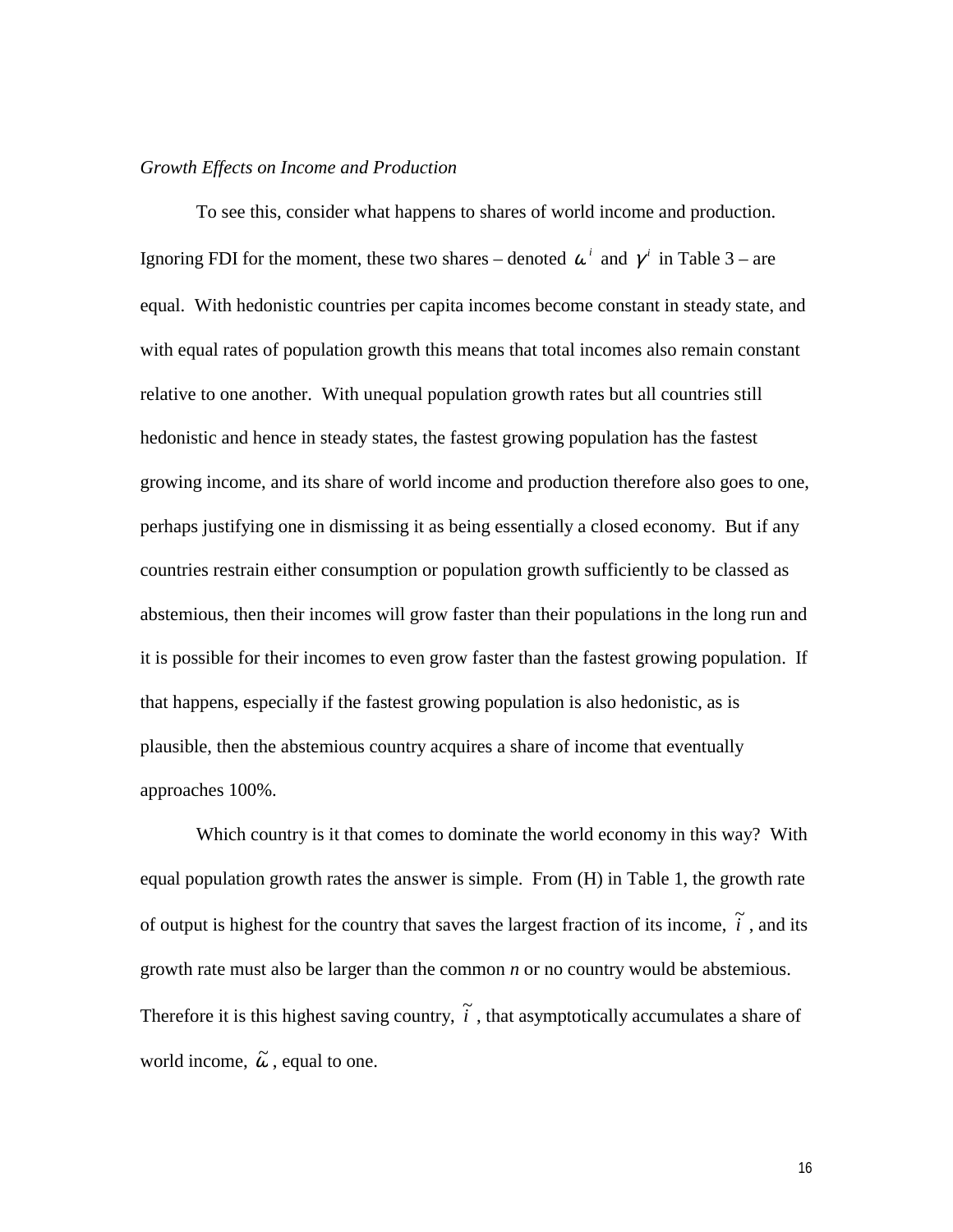*Growth Effects on Income and Production*

To see this, consider what happens to shares of world income and production. Ignoring FDI for the moment, these two shares – denoted $\omega^i$ and $\gamma^i$ in Table 3 – are equal. With hedonistic countries per capita incomes become constant in steady state, and with equal rates of population growth this means that total incomes also remain constant relative to one another. With unequal population growth rates but all countries still hedonistic and hence in steady states, the fastest growing population has the fastest growing income, and its share of world income and production therefore also goes to one, perhaps justifying one in dismissing it as being essentially a closed economy. But if any countries restrain either consumption or population growth sufficiently to be classed as abstemious, then their incomes will grow faster than their populations in the long run and it is possible for their incomes to even grow faster than the fastest growing population. If that happens, especially if the fastest growing population is also hedonistic, as is plausible, then the abstemious country acquires a share of income that eventually approaches 100%.

Which country is it that comes to dominate the world economy in this way? With equal population growth rates the answer is simple. From (H) in Table 1, the growth rate of output is highest for the country that saves the largest fraction of its income, $\tilde{i}$, and its growth rate must also be larger than the common *n* or no country would be abstemious. Therefore it is this highest saving country, $\tilde{i}$, that asymptotically accumulates a share of world income, $\tilde{\omega}$, equal to one.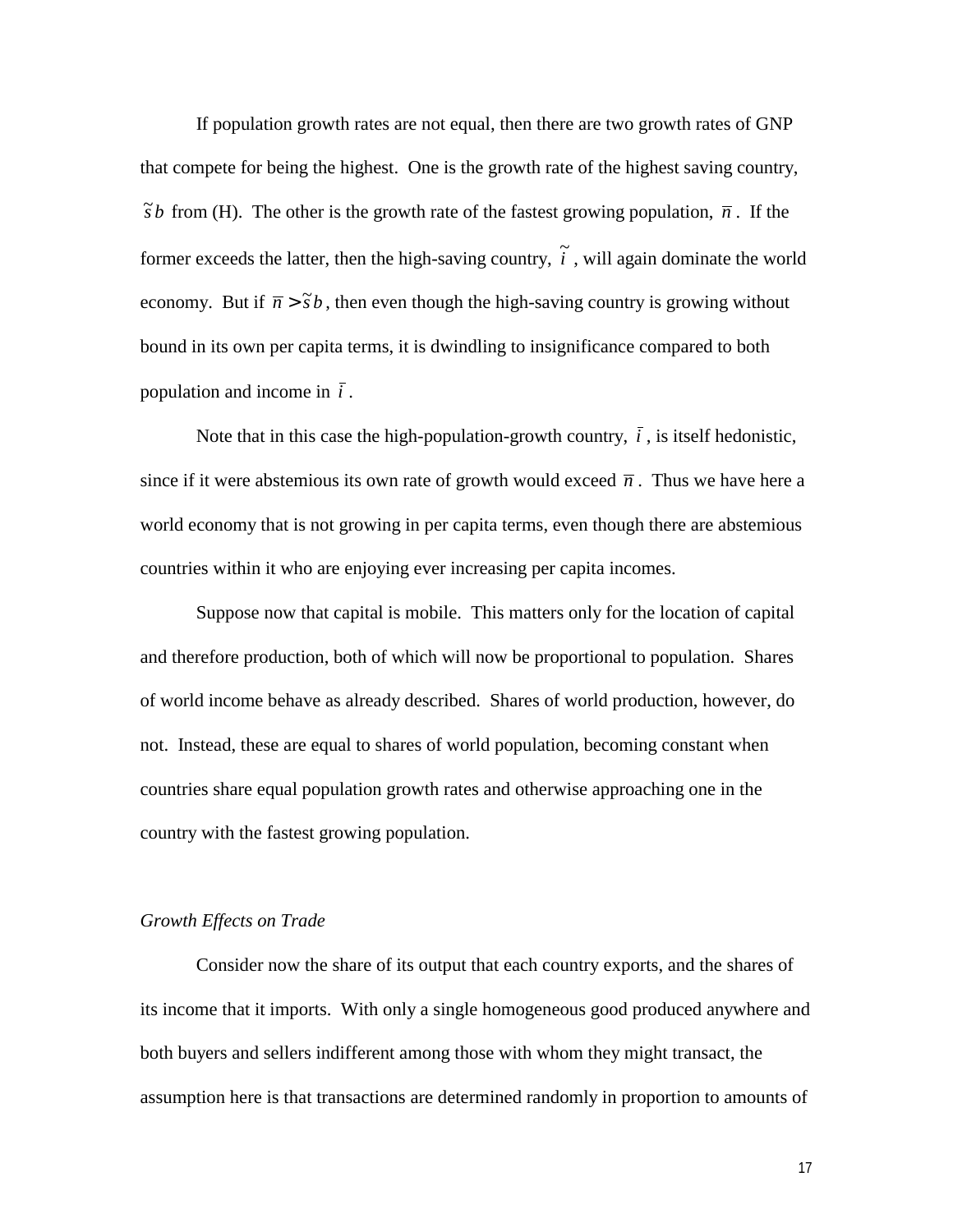If population growth rates are not equal, then there are two growth rates of GNP that compete for being the highest. One is the growth rate of the highest saving country, $\tilde{s}b$ from (H). The other is the growth rate of the fastest growing population, $\bar{n}$. If the former exceeds the latter, then the high-saving country, $\tilde{i}$, will again dominate the world economy. But if $\bar{n} > \tilde{s}b$, then even though the high-saving country is growing without bound in its own per capita terms, it is dwindling to insignificance compared to both population and income in $\bar{i}$.

Note that in this case the high-population-growth country, $\bar{i}$, is itself hedonistic, since if it were abstemious its own rate of growth would exceed $\bar{n}$. Thus we have here a world economy that is not growing in per capita terms, even though there are abstemious countries within it who are enjoying ever increasing per capita incomes.

Suppose now that capital is mobile. This matters only for the location of capital and therefore production, both of which will now be proportional to population. Shares of world income behave as already described. Shares of world production, however, do not. Instead, these are equal to shares of world population, becoming constant when countries share equal population growth rates and otherwise approaching one in the country with the fastest growing population.

*Growth Effects on Trade*

Consider now the share of its output that each country exports, and the shares of its income that it imports. With only a single homogeneous good produced anywhere and both buyers and sellers indifferent among those with whom they might transact, the assumption here is that transactions are determined randomly in proportion to amounts of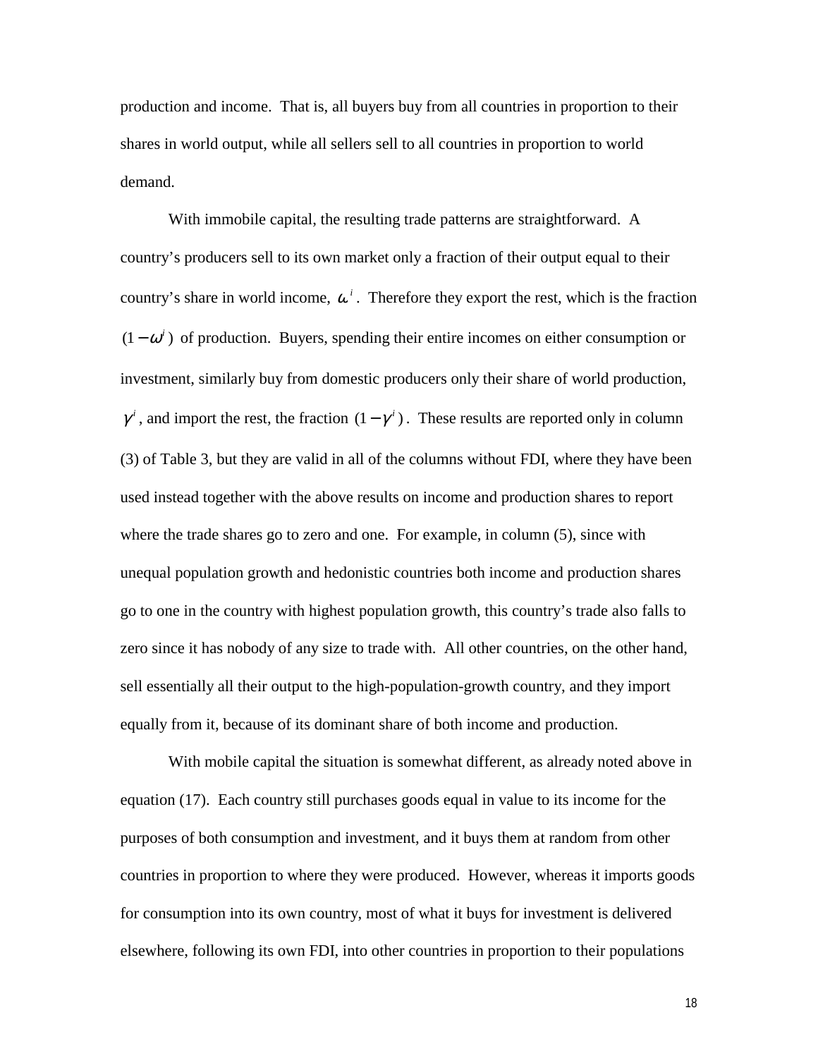production and income. That is, all buyers buy from all countries in proportion to their shares in world output, while all sellers sell to all countries in proportion to world demand.

With immobile capital, the resulting trade patterns are straightforward. A country's producers sell to its own market only a fraction of their output equal to their country's share in world income, $\omega^i$. Therefore they export the rest, which is the fraction $(1-\omega^i)$ of production. Buyers, spending their entire incomes on either consumption or investment, similarly buy from domestic producers only their share of world production, $\gamma^i$, and import the rest, the fraction $(1-\gamma^i)$. These results are reported only in column (3) of Table 3, but they are valid in all of the columns without FDI, where they have been used instead together with the above results on income and production shares to report where the trade shares go to zero and one. For example, in column (5), since with unequal population growth and hedonistic countries both income and production shares go to one in the country with highest population growth, this country's trade also falls to zero since it has nobody of any size to trade with. All other countries, on the other hand, sell essentially all their output to the high-population-growth country, and they import equally from it, because of its dominant share of both income and production.

With mobile capital the situation is somewhat different, as already noted above in equation (17). Each country still purchases goods equal in value to its income for the purposes of both consumption and investment, and it buys them at random from other countries in proportion to where they were produced. However, whereas it imports goods for consumption into its own country, most of what it buys for investment is delivered elsewhere, following its own FDI, into other countries in proportion to their populations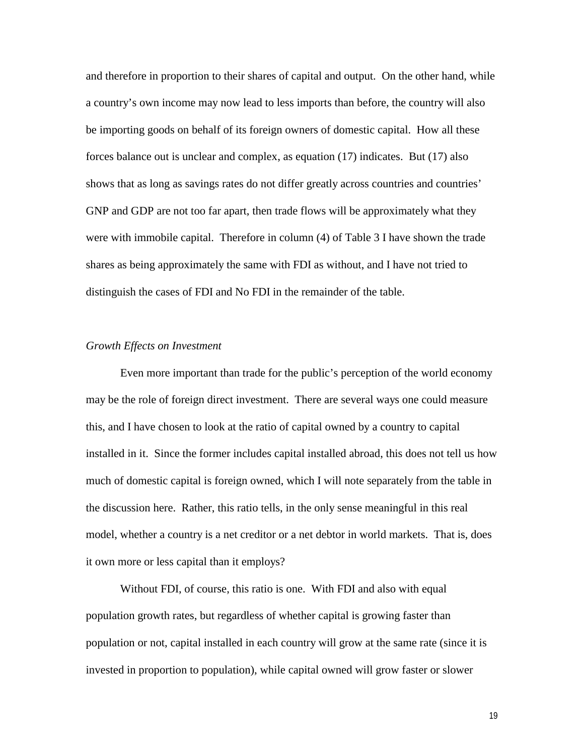and therefore in proportion to their shares of capital and output. On the other hand, while a country's own income may now lead to less imports than before, the country will also be importing goods on behalf of its foreign owners of domestic capital. How all these forces balance out is unclear and complex, as equation (17) indicates. But (17) also shows that as long as savings rates do not differ greatly across countries and countries' GNP and GDP are not too far apart, then trade flows will be approximately what they were with immobile capital. Therefore in column (4) of Table 3 I have shown the trade shares as being approximately the same with FDI as without, and I have not tried to distinguish the cases of FDI and No FDI in the remainder of the table.

*Growth Effects on Investment*

Even more important than trade for the public's perception of the world economy may be the role of foreign direct investment. There are several ways one could measure this, and I have chosen to look at the ratio of capital owned by a country to capital installed in it. Since the former includes capital installed abroad, this does not tell us how much of domestic capital is foreign owned, which I will note separately from the table in the discussion here. Rather, this ratio tells, in the only sense meaningful in this real model, whether a country is a net creditor or a net debtor in world markets. That is, does it own more or less capital than it employs?

Without FDI, of course, this ratio is one. With FDI and also with equal population growth rates, but regardless of whether capital is growing faster than population or not, capital installed in each country will grow at the same rate (since it is invested in proportion to population), while capital owned will grow faster or slower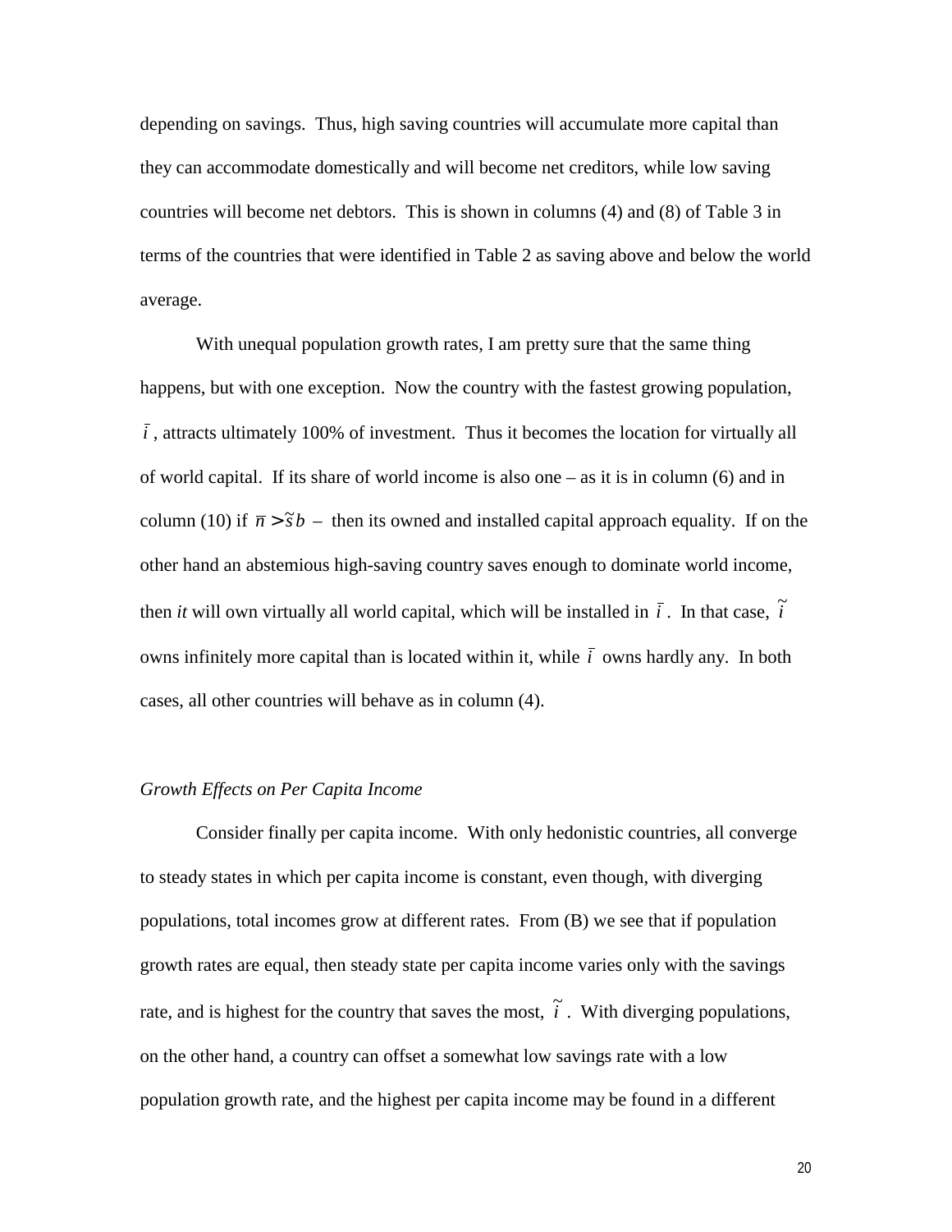depending on savings. Thus, high saving countries will accumulate more capital than they can accommodate domestically and will become net creditors, while low saving countries will become net debtors. This is shown in columns (4) and (8) of Table 3 in terms of the countries that were identified in Table 2 as saving above and below the world average.

With unequal population growth rates, I am pretty sure that the same thing happens, but with one exception. Now the country with the fastest growing population, $\bar{i}$, attracts ultimately 100% of investment. Thus it becomes the location for virtually all of world capital. If its share of world income is also one – as it is in column (6) and in column (10) if $\bar{n} > \tilde{s}b$ – then its owned and installed capital approach equality. If on the other hand an abstemious high-saving country saves enough to dominate world income, then *it* will own virtually all world capital, which will be installed in $\bar{i}$. In that case, $\tilde{i}$ owns infinitely more capital than is located within it, while $\bar{i}$ owns hardly any. In both cases, all other countries will behave as in column (4).

*Growth Effects on Per Capita Income*

Consider finally per capita income. With only hedonistic countries, all converge to steady states in which per capita income is constant, even though, with diverging populations, total incomes grow at different rates. From (B) we see that if population growth rates are equal, then steady state per capita income varies only with the savings rate, and is highest for the country that saves the most, $\tilde{i}$. With diverging populations, on the other hand, a country can offset a somewhat low savings rate with a low population growth rate, and the highest per capita income may be found in a different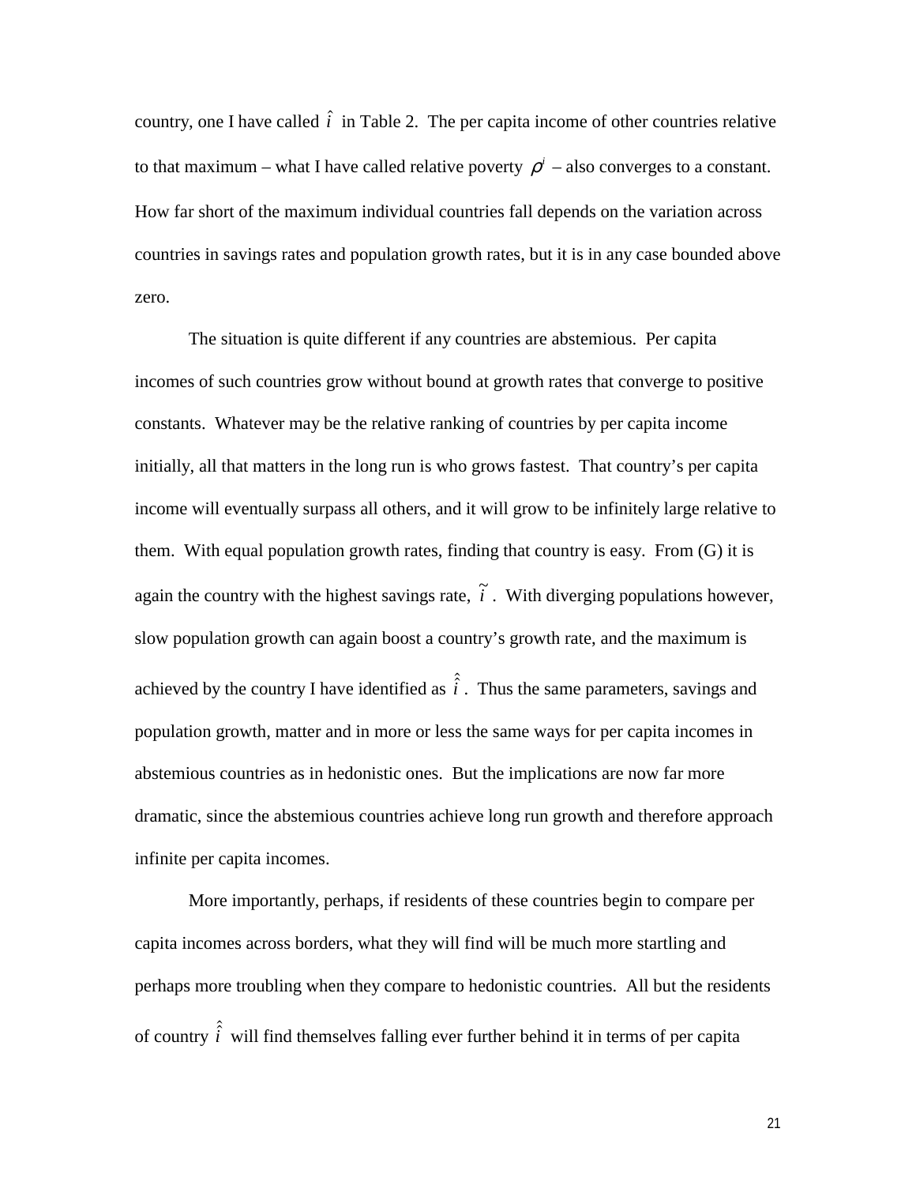country, one I have called $\hat{i}$ in Table 2. The per capita income of other countries relative to that maximum – what I have called relative poverty $\rho^i$ – also converges to a constant. How far short of the maximum individual countries fall depends on the variation across countries in savings rates and population growth rates, but it is in any case bounded above zero.

The situation is quite different if any countries are abstemious. Per capita incomes of such countries grow without bound at growth rates that converge to positive constants. Whatever may be the relative ranking of countries by per capita income initially, all that matters in the long run is who grows fastest. That country's per capita income will eventually surpass all others, and it will grow to be infinitely large relative to them. With equal population growth rates, finding that country is easy. From (G) it is again the country with the highest savings rate, $\tilde{i}$. With diverging populations however, slow population growth can again boost a country's growth rate, and the maximum is achieved by the country I have identified as $\hat{\hat{i}}$. Thus the same parameters, savings and population growth, matter and in more or less the same ways for per capita incomes in abstemious countries as in hedonistic ones. But the implications are now far more dramatic, since the abstemious countries achieve long run growth and therefore approach infinite per capita incomes.

More importantly, perhaps, if residents of these countries begin to compare per capita incomes across borders, what they will find will be much more startling and perhaps more troubling when they compare to hedonistic countries. All but the residents of country $\hat{\hat{i}}$ will find themselves falling ever further behind it in terms of per capita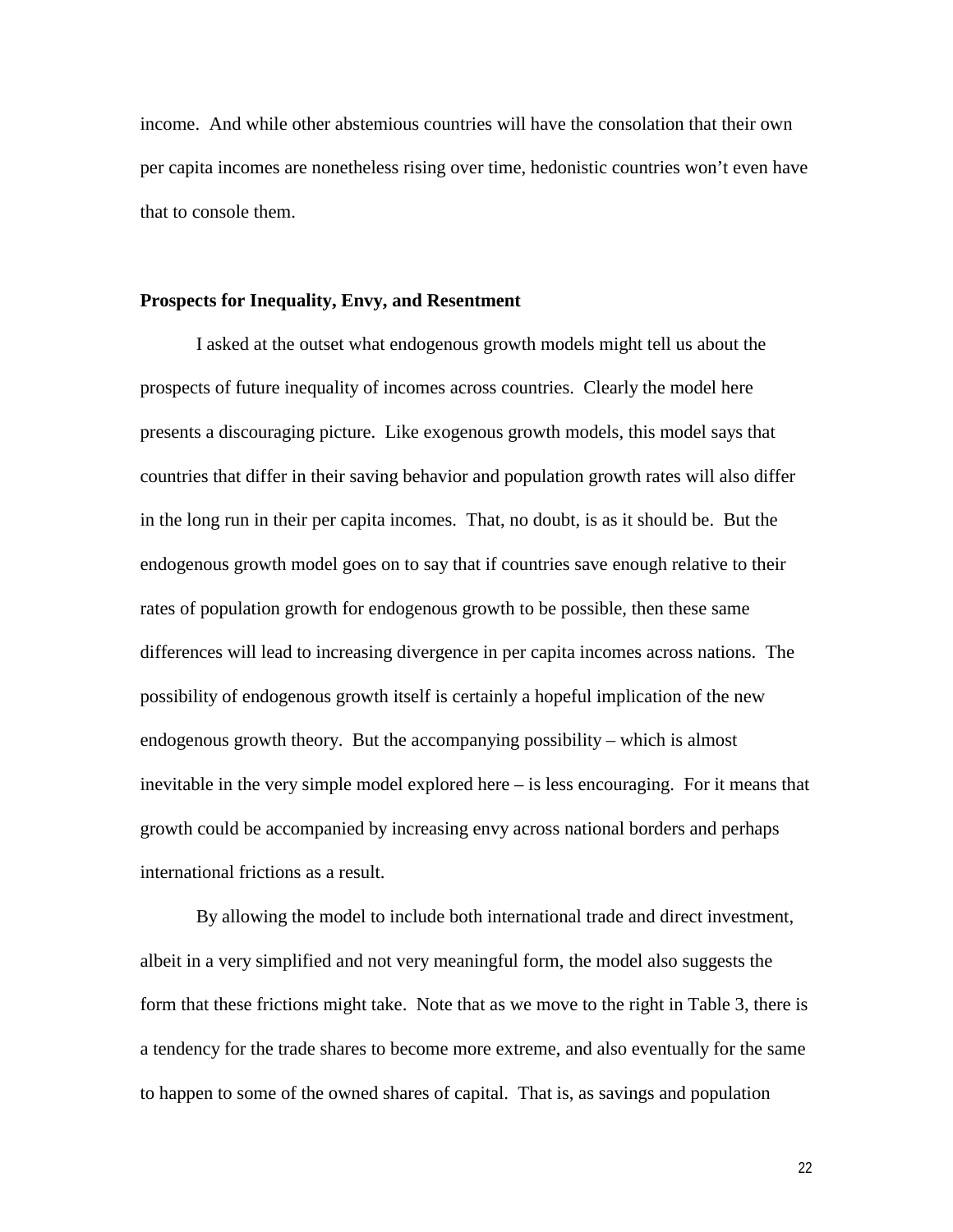income. And while other abstemious countries will have the consolation that their own per capita incomes are nonetheless rising over time, hedonistic countries won't even have that to console them.

## Prospects for Inequality, Envy, and Resentment

I asked at the outset what endogenous growth models might tell us about the prospects of future inequality of incomes across countries. Clearly the model here presents a discouraging picture. Like exogenous growth models, this model says that countries that differ in their saving behavior and population growth rates will also differ in the long run in their per capita incomes. That, no doubt, is as it should be. But the endogenous growth model goes on to say that if countries save enough relative to their rates of population growth for endogenous growth to be possible, then these same differences will lead to increasing divergence in per capita incomes across nations. The possibility of endogenous growth itself is certainly a hopeful implication of the new endogenous growth theory. But the accompanying possibility – which is almost inevitable in the very simple model explored here – is less encouraging. For it means that growth could be accompanied by increasing envy across national borders and perhaps international frictions as a result.

By allowing the model to include both international trade and direct investment, albeit in a very simplified and not very meaningful form, the model also suggests the form that these frictions might take. Note that as we move to the right in Table 3, there is a tendency for the trade shares to become more extreme, and also eventually for the same to happen to some of the owned shares of capital. That is, as savings and population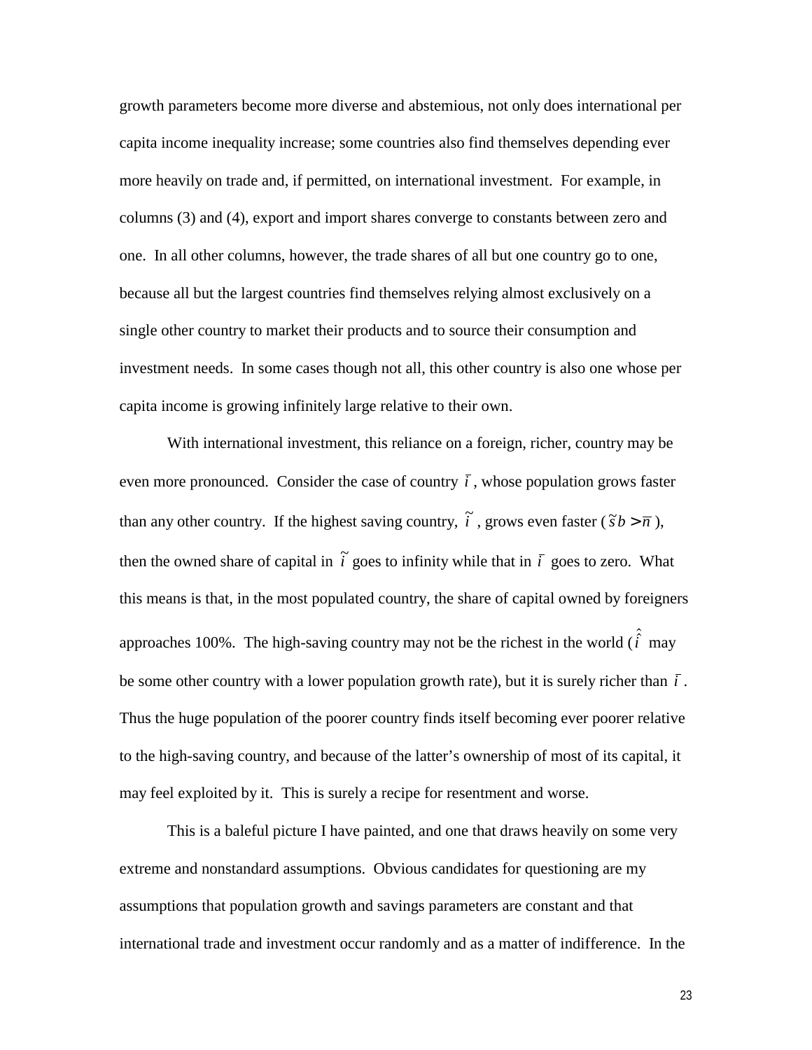growth parameters become more diverse and abstemious, not only does international per capita income inequality increase; some countries also find themselves depending ever more heavily on trade and, if permitted, on international investment. For example, in columns (3) and (4), export and import shares converge to constants between zero and one. In all other columns, however, the trade shares of all but one country go to one, because all but the largest countries find themselves relying almost exclusively on a single other country to market their products and to source their consumption and investment needs. In some cases though not all, this other country is also one whose per capita income is growing infinitely large relative to their own.

With international investment, this reliance on a foreign, richer, country may be even more pronounced. Consider the case of country $\bar{i}$, whose population grows faster than any other country. If the highest saving country, $\tilde{i}$, grows even faster ($\tilde{s}b > \bar{n}$), then the owned share of capital in $\tilde{i}$ goes to infinity while that in $\bar{i}$ goes to zero. What this means is that, in the most populated country, the share of capital owned by foreigners approaches 100%. The high-saving country may not be the richest in the world ($\hat{\hat{i}}$ may be some other country with a lower population growth rate), but it is surely richer than $\bar{i}$. Thus the huge population of the poorer country finds itself becoming ever poorer relative to the high-saving country, and because of the latter's ownership of most of its capital, it may feel exploited by it. This is surely a recipe for resentment and worse.

This is a baleful picture I have painted, and one that draws heavily on some very extreme and nonstandard assumptions. Obvious candidates for questioning are my assumptions that population growth and savings parameters are constant and that international trade and investment occur randomly and as a matter of indifference. In the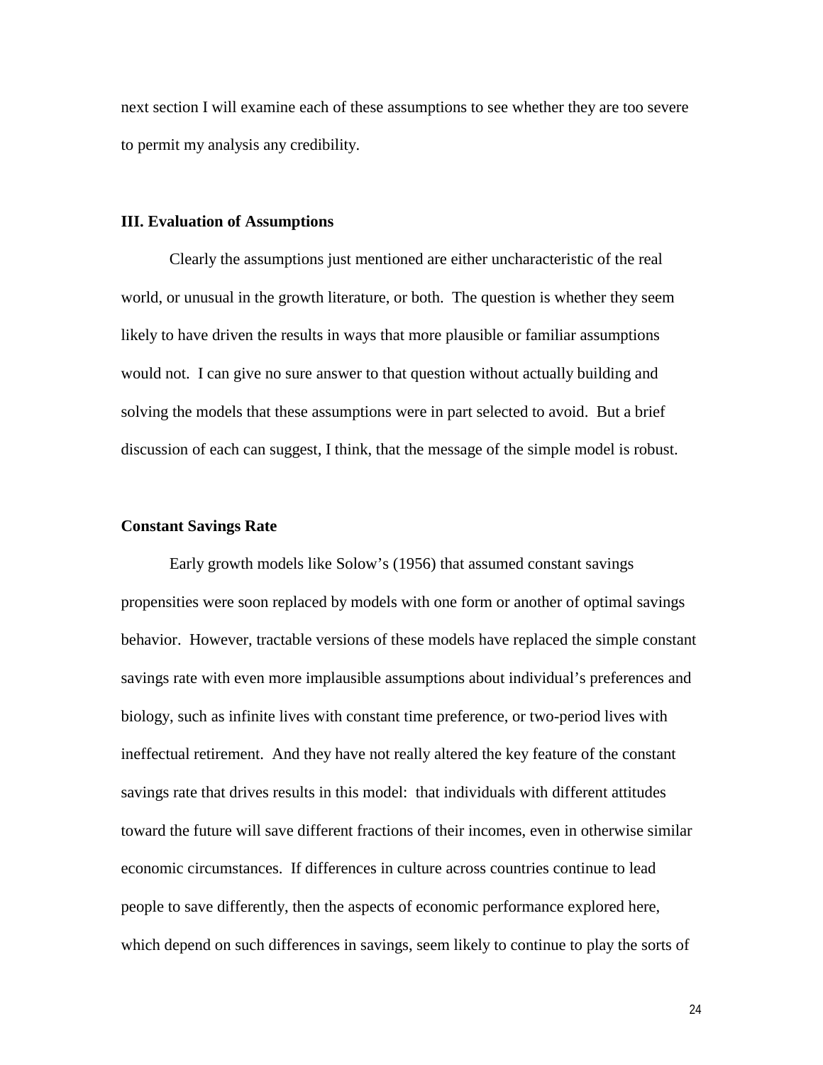next section I will examine each of these assumptions to see whether they are too severe to permit my analysis any credibility.

## III. Evaluation of Assumptions

Clearly the assumptions just mentioned are either uncharacteristic of the real world, or unusual in the growth literature, or both. The question is whether they seem likely to have driven the results in ways that more plausible or familiar assumptions would not. I can give no sure answer to that question without actually building and solving the models that these assumptions were in part selected to avoid. But a brief discussion of each can suggest, I think, that the message of the simple model is robust.

### Constant Savings Rate

Early growth models like Solow's (1956) that assumed constant savings propensities were soon replaced by models with one form or another of optimal savings behavior. However, tractable versions of these models have replaced the simple constant savings rate with even more implausible assumptions about individual's preferences and biology, such as infinite lives with constant time preference, or two-period lives with ineffectual retirement. And they have not really altered the key feature of the constant savings rate that drives results in this model: that individuals with different attitudes toward the future will save different fractions of their incomes, even in otherwise similar economic circumstances. If differences in culture across countries continue to lead people to save differently, then the aspects of economic performance explored here, which depend on such differences in savings, seem likely to continue to play the sorts of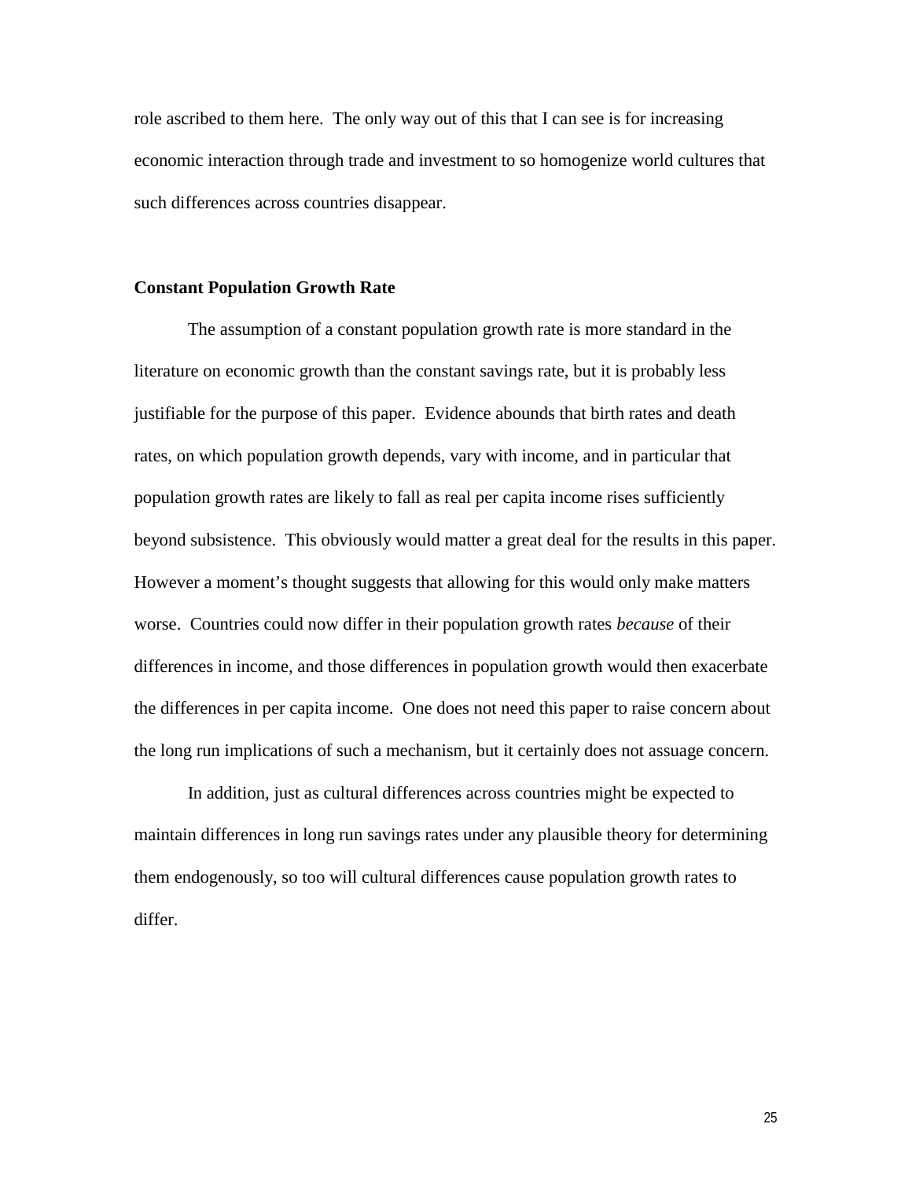role ascribed to them here. The only way out of this that I can see is for increasing economic interaction through trade and investment to so homogenize world cultures that such differences across countries disappear.

**Constant Population Growth Rate**

The assumption of a constant population growth rate is more standard in the literature on economic growth than the constant savings rate, but it is probably less justifiable for the purpose of this paper. Evidence abounds that birth rates and death rates, on which population growth depends, vary with income, and in particular that population growth rates are likely to fall as real per capita income rises sufficiently beyond subsistence. This obviously would matter a great deal for the results in this paper. However a moment's thought suggests that allowing for this would only make matters worse. Countries could now differ in their population growth rates *because* of their differences in income, and those differences in population growth would then exacerbate the differences in per capita income. One does not need this paper to raise concern about the long run implications of such a mechanism, but it certainly does not assuage concern.

In addition, just as cultural differences across countries might be expected to maintain differences in long run savings rates under any plausible theory for determining them endogenously, so too will cultural differences cause population growth rates to differ.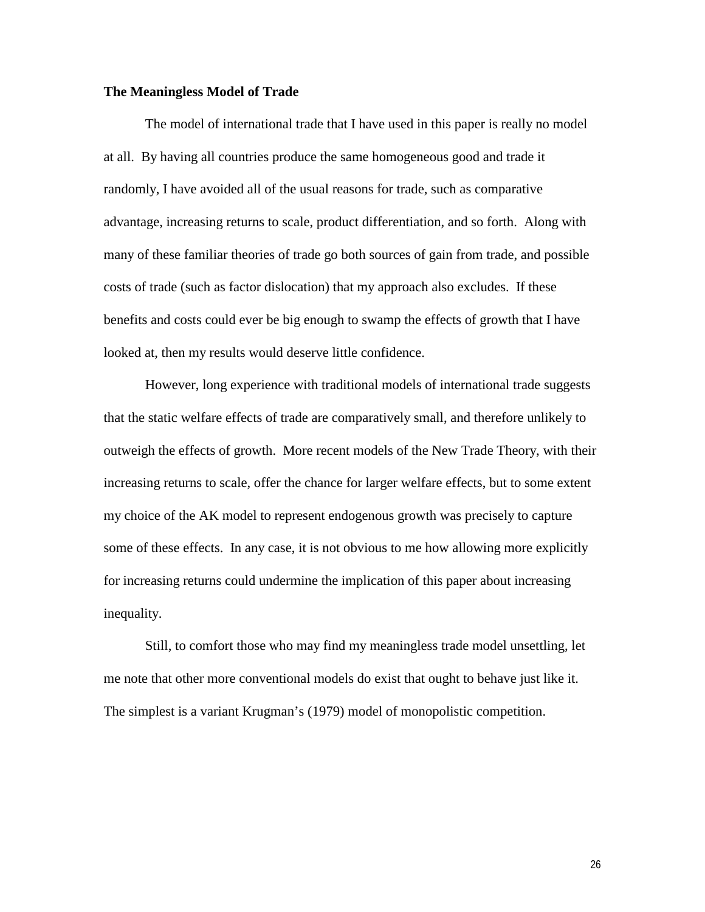**The Meaningless Model of Trade**

The model of international trade that I have used in this paper is really no model at all. By having all countries produce the same homogeneous good and trade it randomly, I have avoided all of the usual reasons for trade, such as comparative advantage, increasing returns to scale, product differentiation, and so forth. Along with many of these familiar theories of trade go both sources of gain from trade, and possible costs of trade (such as factor dislocation) that my approach also excludes. If these benefits and costs could ever be big enough to swamp the effects of growth that I have looked at, then my results would deserve little confidence.

However, long experience with traditional models of international trade suggests that the static welfare effects of trade are comparatively small, and therefore unlikely to outweigh the effects of growth. More recent models of the New Trade Theory, with their increasing returns to scale, offer the chance for larger welfare effects, but to some extent my choice of the AK model to represent endogenous growth was precisely to capture some of these effects. In any case, it is not obvious to me how allowing more explicitly for increasing returns could undermine the implication of this paper about increasing inequality.

Still, to comfort those who may find my meaningless trade model unsettling, let me note that other more conventional models do exist that ought to behave just like it. The simplest is a variant Krugman's (1979) model of monopolistic competition.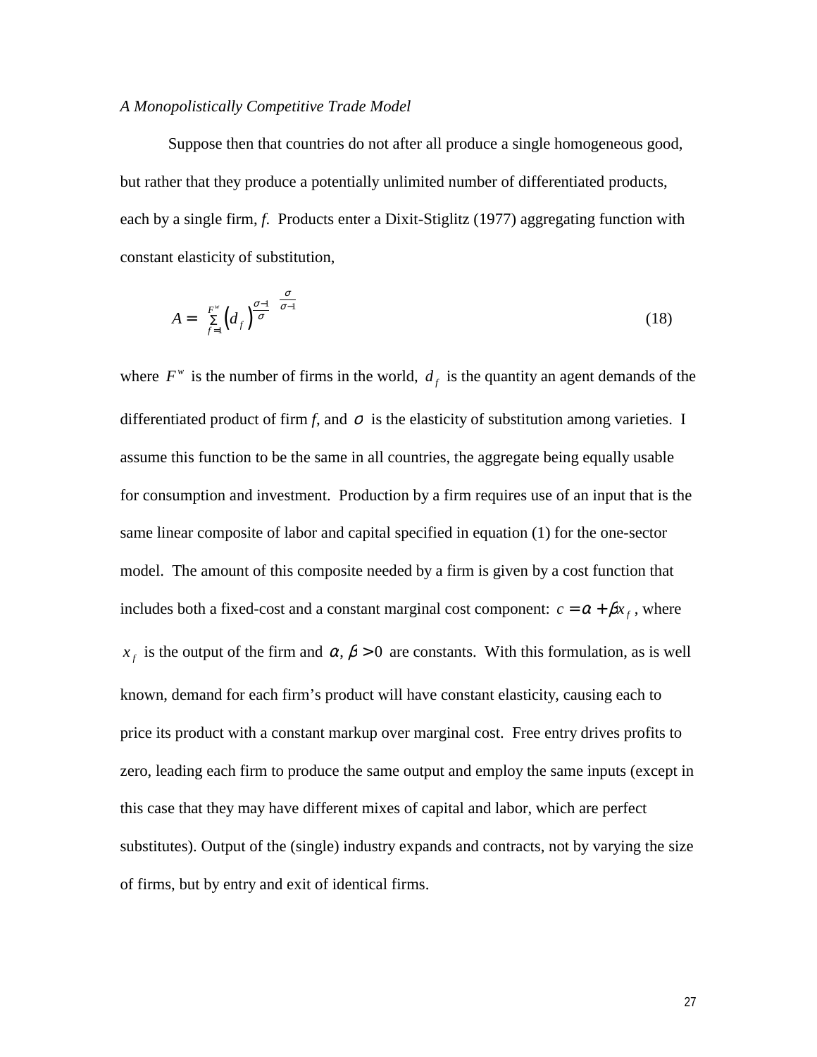*A Monopolistically Competitive Trade Model*

Suppose then that countries do not after all produce a single homogeneous good, but rather that they produce a potentially unlimited number of differentiated products, each by a single firm, *f*. Products enter a Dixit-Stiglitz (1977) aggregating function with constant elasticity of substitution,

$$A = \left( \sum_{f=1}^{F^w} \left( d_f \right)^{\frac{\sigma-1}{\sigma}} \right)^{\frac{\sigma}{\sigma-1}} \tag{18}$$

where $F^w$ is the number of firms in the world, $d_f$ is the quantity an agent demands of the differentiated product of firm *f*, and $\sigma$ is the elasticity of substitution among varieties. I assume this function to be the same in all countries, the aggregate being equally usable for consumption and investment. Production by a firm requires use of an input that is the same linear composite of labor and capital specified in equation (1) for the one-sector model. The amount of this composite needed by a firm is given by a cost function that includes both a fixed-cost and a constant marginal cost component: $c = \alpha + \beta x_f$, where $x_f$ is the output of the firm and $\alpha, \beta > 0$ are constants. With this formulation, as is well known, demand for each firm's product will have constant elasticity, causing each to price its product with a constant markup over marginal cost. Free entry drives profits to zero, leading each firm to produce the same output and employ the same inputs (except in this case that they may have different mixes of capital and labor, which are perfect substitutes). Output of the (single) industry expands and contracts, not by varying the size of firms, but by entry and exit of identical firms.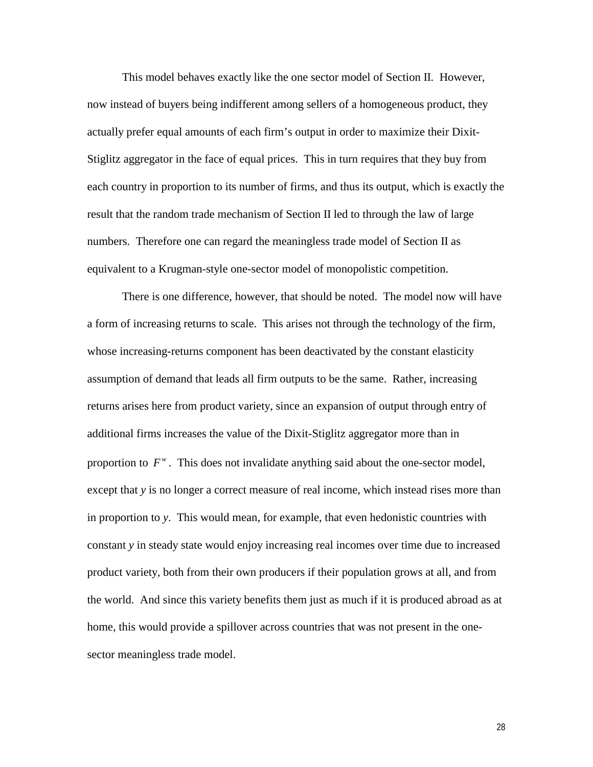This model behaves exactly like the one sector model of Section II. However, now instead of buyers being indifferent among sellers of a homogeneous product, they actually prefer equal amounts of each firm's output in order to maximize their Dixit-Stiglitz aggregator in the face of equal prices. This in turn requires that they buy from each country in proportion to its number of firms, and thus its output, which is exactly the result that the random trade mechanism of Section II led to through the law of large numbers. Therefore one can regard the meaningless trade model of Section II as equivalent to a Krugman-style one-sector model of monopolistic competition.

There is one difference, however, that should be noted. The model now will have a form of increasing returns to scale. This arises not through the technology of the firm, whose increasing-returns component has been deactivated by the constant elasticity assumption of demand that leads all firm outputs to be the same. Rather, increasing returns arises here from product variety, since an expansion of output through entry of additional firms increases the value of the Dixit-Stiglitz aggregator more than in proportion to $F^w$. This does not invalidate anything said about the one-sector model, except that *y* is no longer a correct measure of real income, which instead rises more than in proportion to *y*. This would mean, for example, that even hedonistic countries with constant *y* in steady state would enjoy increasing real incomes over time due to increased product variety, both from their own producers if their population grows at all, and from the world. And since this variety benefits them just as much if it is produced abroad as at home, this would provide a spillover across countries that was not present in the one-sector meaningless trade model.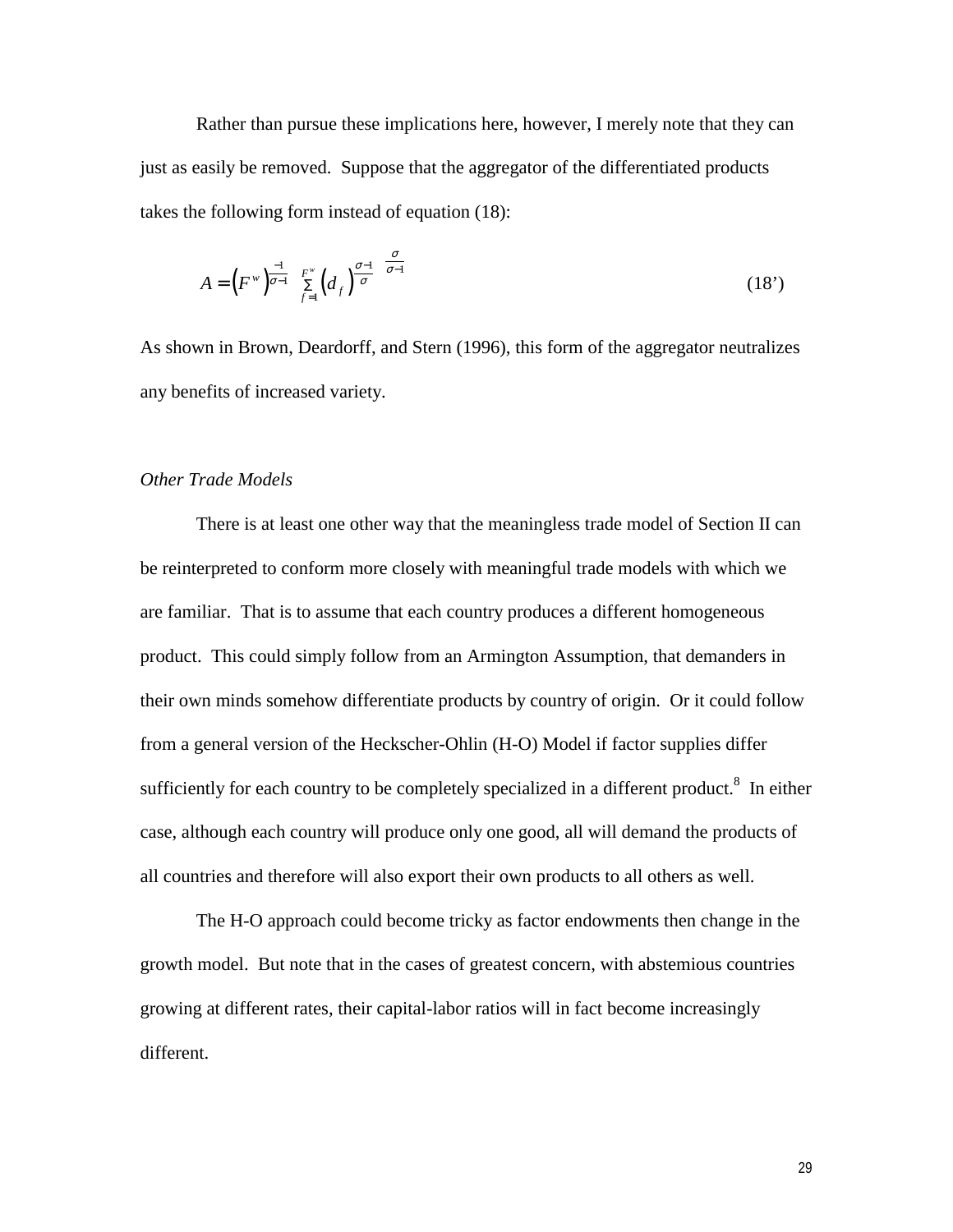Rather than pursue these implications here, however, I merely note that they can just as easily be removed. Suppose that the aggregator of the differentiated products takes the following form instead of equation (18):

$$A = \left(F^w\right)^{\frac{-1}{\sigma-1}} \left[ \sum_{f=1}^{F^w} \left(d_f\right)^{\frac{\sigma-1}{\sigma}} \right]^{\frac{\sigma}{\sigma-1}} \tag{18'}$$

As shown in Brown, Deardorff, and Stern (1996), this form of the aggregator neutralizes any benefits of increased variety.

*Other Trade Models*

There is at least one other way that the meaningless trade model of Section II can be reinterpreted to conform more closely with meaningful trade models with which we are familiar. That is to assume that each country produces a different homogeneous product. This could simply follow from an Armington Assumption, that demanders in their own minds somehow differentiate products by country of origin. Or it could follow from a general version of the Heckscher-Ohlin (H-O) Model if factor supplies differ sufficiently for each country to be completely specialized in a different product.[8] In either case, although each country will produce only one good, all will demand the products of all countries and therefore will also export their own products to all others as well.

The H-O approach could become tricky as factor endowments then change in the growth model. But note that in the cases of greatest concern, with abstemious countries growing at different rates, their capital-labor ratios will in fact become increasingly different.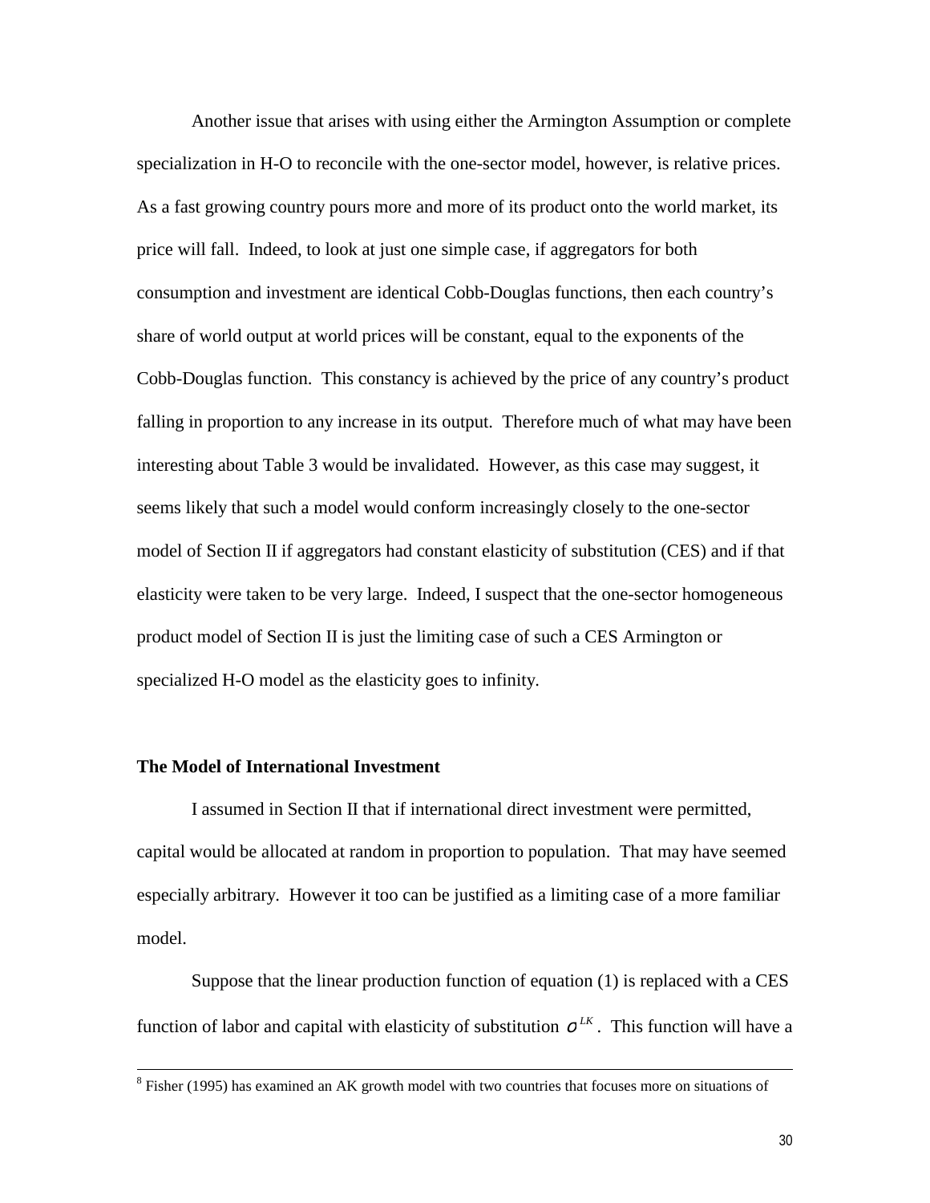Another issue that arises with using either the Armington Assumption or complete specialization in H-O to reconcile with the one-sector model, however, is relative prices. As a fast growing country pours more and more of its product onto the world market, its price will fall. Indeed, to look at just one simple case, if aggregators for both consumption and investment are identical Cobb-Douglas functions, then each country's share of world output at world prices will be constant, equal to the exponents of the Cobb-Douglas function. This constancy is achieved by the price of any country's product falling in proportion to any increase in its output. Therefore much of what may have been interesting about Table 3 would be invalidated. However, as this case may suggest, it seems likely that such a model would conform increasingly closely to the one-sector model of Section II if aggregators had constant elasticity of substitution (CES) and if that elasticity were taken to be very large. Indeed, I suspect that the one-sector homogeneous product model of Section II is just the limiting case of such a CES Armington or specialized H-O model as the elasticity goes to infinity.

### The Model of International Investment

I assumed in Section II that if international direct investment were permitted, capital would be allocated at random in proportion to population. That may have seemed especially arbitrary. However it too can be justified as a limiting case of a more familiar model.

Suppose that the linear production function of equation (1) is replaced with a CES function of labor and capital with elasticity of substitution $\sigma^{LK}$. This function will have a

[8] Fisher (1995) has examined an AK growth model with two countries that focuses more on situations of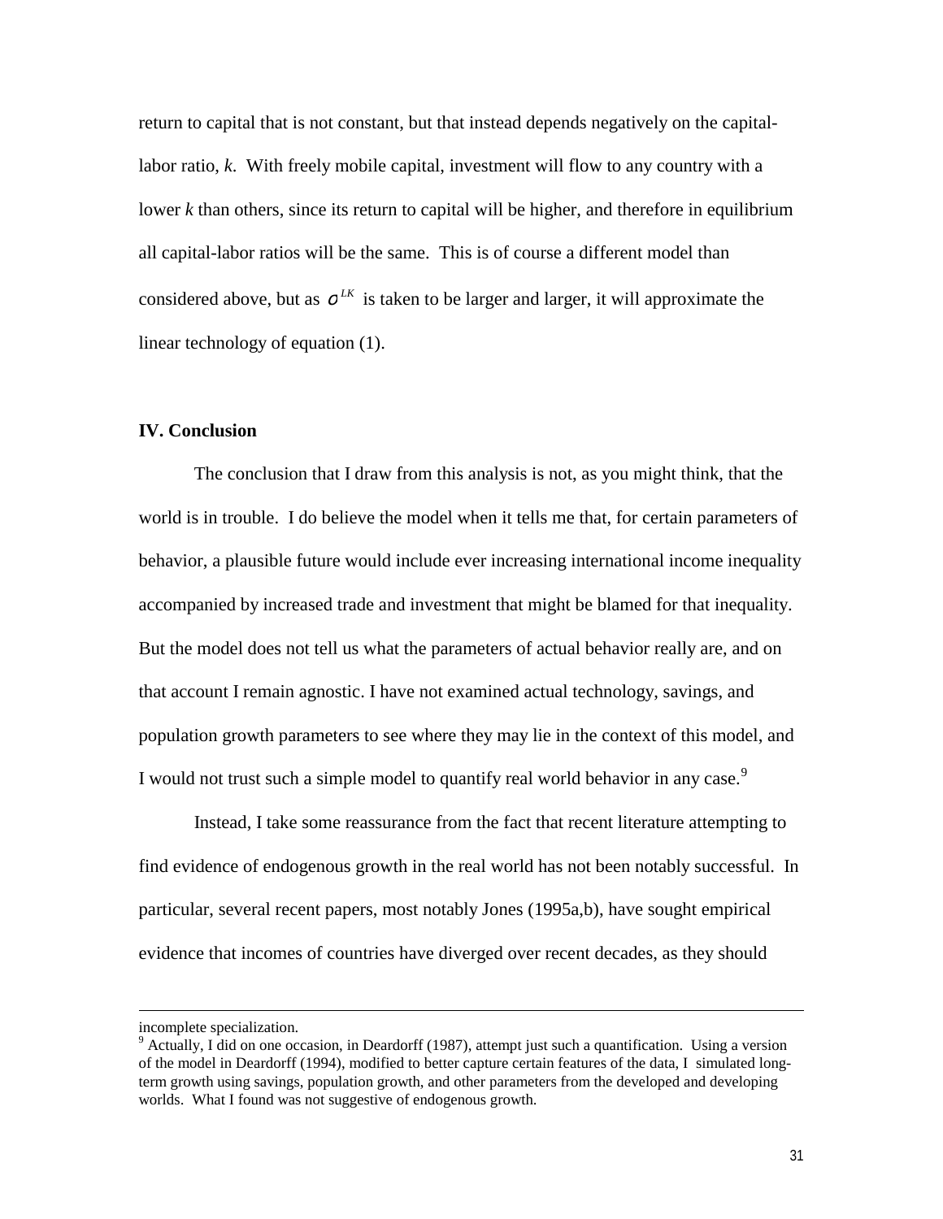return to capital that is not constant, but that instead depends negatively on the capital-labor ratio, *k*. With freely mobile capital, investment will flow to any country with a lower *k* than others, since its return to capital will be higher, and therefore in equilibrium all capital-labor ratios will be the same. This is of course a different model than considered above, but as $\sigma^{LK}$ is taken to be larger and larger, it will approximate the linear technology of equation (1).

## IV. Conclusion

The conclusion that I draw from this analysis is not, as you might think, that the world is in trouble. I do believe the model when it tells me that, for certain parameters of behavior, a plausible future would include ever increasing international income inequality accompanied by increased trade and investment that might be blamed for that inequality. But the model does not tell us what the parameters of actual behavior really are, and on that account I remain agnostic. I have not examined actual technology, savings, and population growth parameters to see where they may lie in the context of this model, and I would not trust such a simple model to quantify real world behavior in any case.[9]

Instead, I take some reassurance from the fact that recent literature attempting to find evidence of endogenous growth in the real world has not been notably successful. In particular, several recent papers, most notably Jones (1995a,b), have sought empirical evidence that incomes of countries have diverged over recent decades, as they should

---

incomplete specialization.

[9] Actually, I did on one occasion, in Deardorff (1987), attempt just such a quantification. Using a version of the model in Deardorff (1994), modified to better capture certain features of the data, I simulated long-term growth using savings, population growth, and other parameters from the developed and developing worlds. What I found was not suggestive of endogenous growth.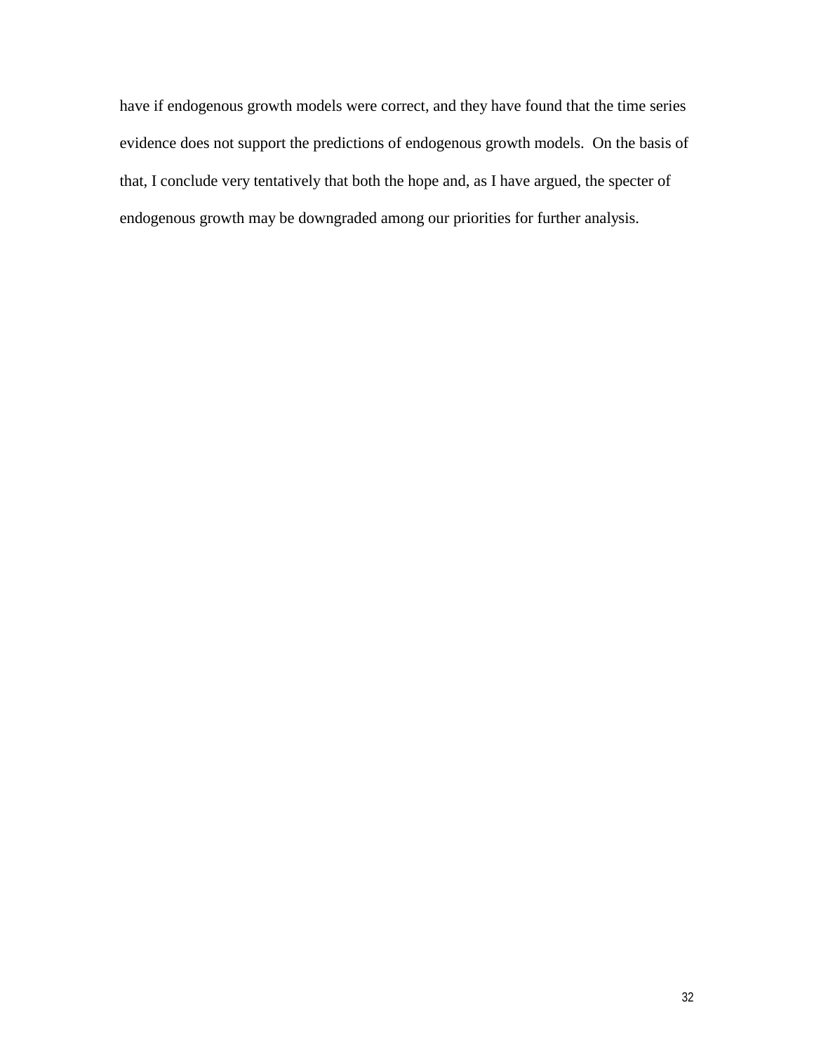have if endogenous growth models were correct, and they have found that the time series evidence does not support the predictions of endogenous growth models. On the basis of that, I conclude very tentatively that both the hope and, as I have argued, the specter of endogenous growth may be downgraded among our priorities for further analysis.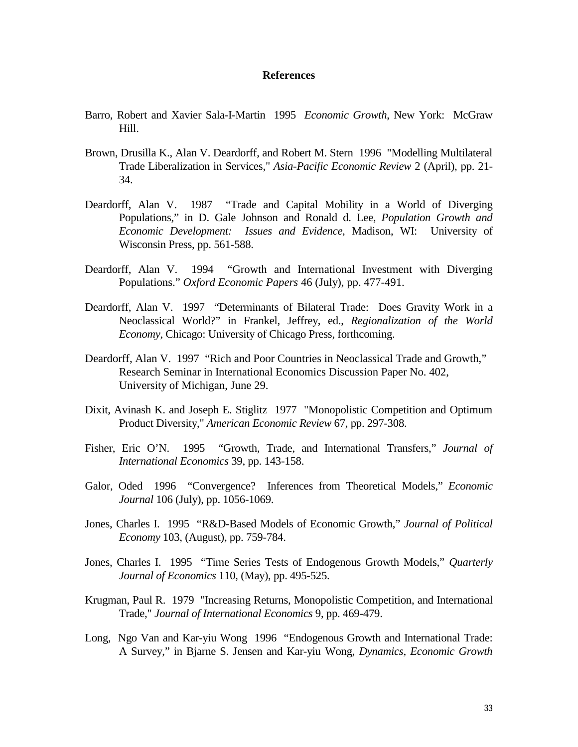## References

Barro, Robert and Xavier Sala-I-Martin 1995 *Economic Growth*, New York: McGraw Hill.

Brown, Drusilla K., Alan V. Deardorff, and Robert M. Stern 1996 "Modelling Multilateral Trade Liberalization in Services," *Asia-Pacific Economic Review* 2 (April), pp. 21-34.

Deardorff, Alan V. 1987 "Trade and Capital Mobility in a World of Diverging Populations," in D. Gale Johnson and Ronald d. Lee, *Population Growth and Economic Development: Issues and Evidence*, Madison, WI: University of Wisconsin Press, pp. 561-588.

Deardorff, Alan V. 1994 "Growth and International Investment with Diverging Populations." *Oxford Economic Papers* 46 (July), pp. 477-491.

Deardorff, Alan V. 1997 "Determinants of Bilateral Trade: Does Gravity Work in a Neoclassical World?" in Frankel, Jeffrey, ed., *Regionalization of the World Economy*, Chicago: University of Chicago Press, forthcoming.

Deardorff, Alan V. 1997 "Rich and Poor Countries in Neoclassical Trade and Growth," Research Seminar in International Economics Discussion Paper No. 402, University of Michigan, June 29.

Dixit, Avinash K. and Joseph E. Stiglitz 1977 "Monopolistic Competition and Optimum Product Diversity," *American Economic Review* 67, pp. 297-308.

Fisher, Eric O'N. 1995 "Growth, Trade, and International Transfers," *Journal of International Economics* 39, pp. 143-158.

Galor, Oded 1996 "Convergence? Inferences from Theoretical Models," *Economic Journal* 106 (July), pp. 1056-1069.

Jones, Charles I. 1995 "R&D-Based Models of Economic Growth," *Journal of Political Economy* 103, (August), pp. 759-784.

Jones, Charles I. 1995 "Time Series Tests of Endogenous Growth Models," *Quarterly Journal of Economics* 110, (May), pp. 495-525.

Krugman, Paul R. 1979 "Increasing Returns, Monopolistic Competition, and International Trade," *Journal of International Economics* 9, pp. 469-479.

Long, Ngo Van and Kar-yiu Wong 1996 "Endogenous Growth and International Trade: A Survey," in Bjarne S. Jensen and Kar-yiu Wong, *Dynamics, Economic Growth*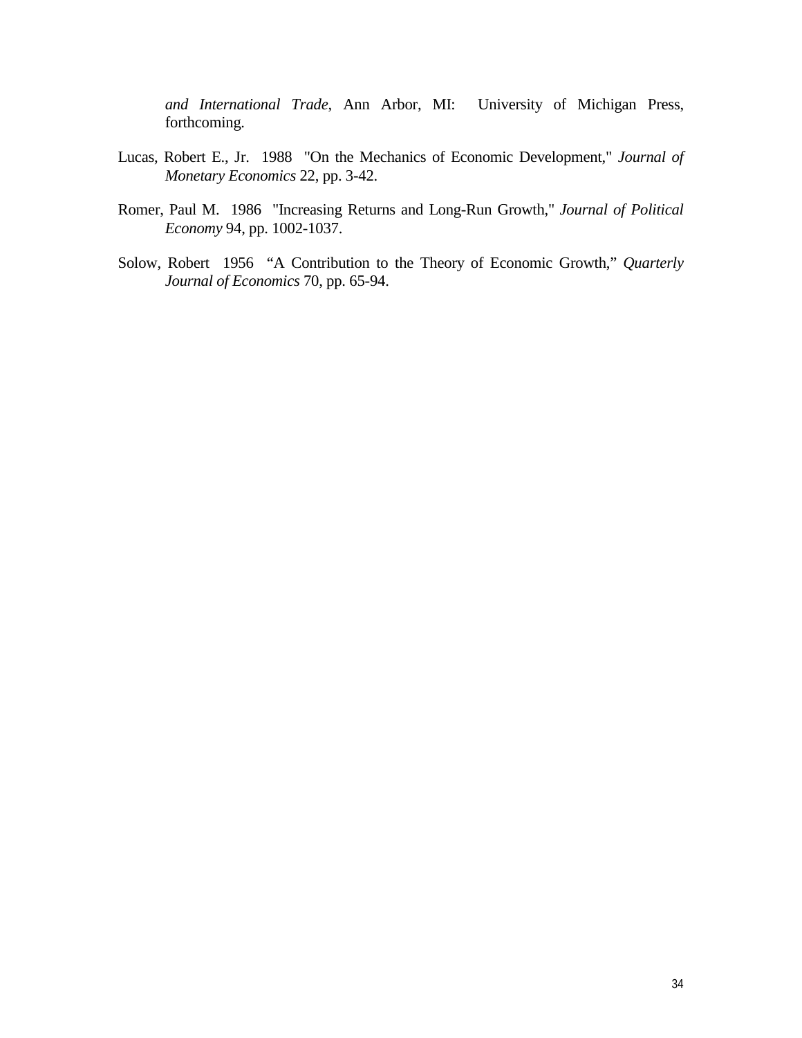*and International Trade*, Ann Arbor, MI: University of Michigan Press, forthcoming.

Lucas, Robert E., Jr. 1988 "On the Mechanics of Economic Development," *Journal of Monetary Economics* 22, pp. 3-42.

Romer, Paul M. 1986 "Increasing Returns and Long-Run Growth," *Journal of Political Economy* 94, pp. 1002-1037.

Solow, Robert 1956 "A Contribution to the Theory of Economic Growth," *Quarterly Journal of Economics* 70, pp. 65-94.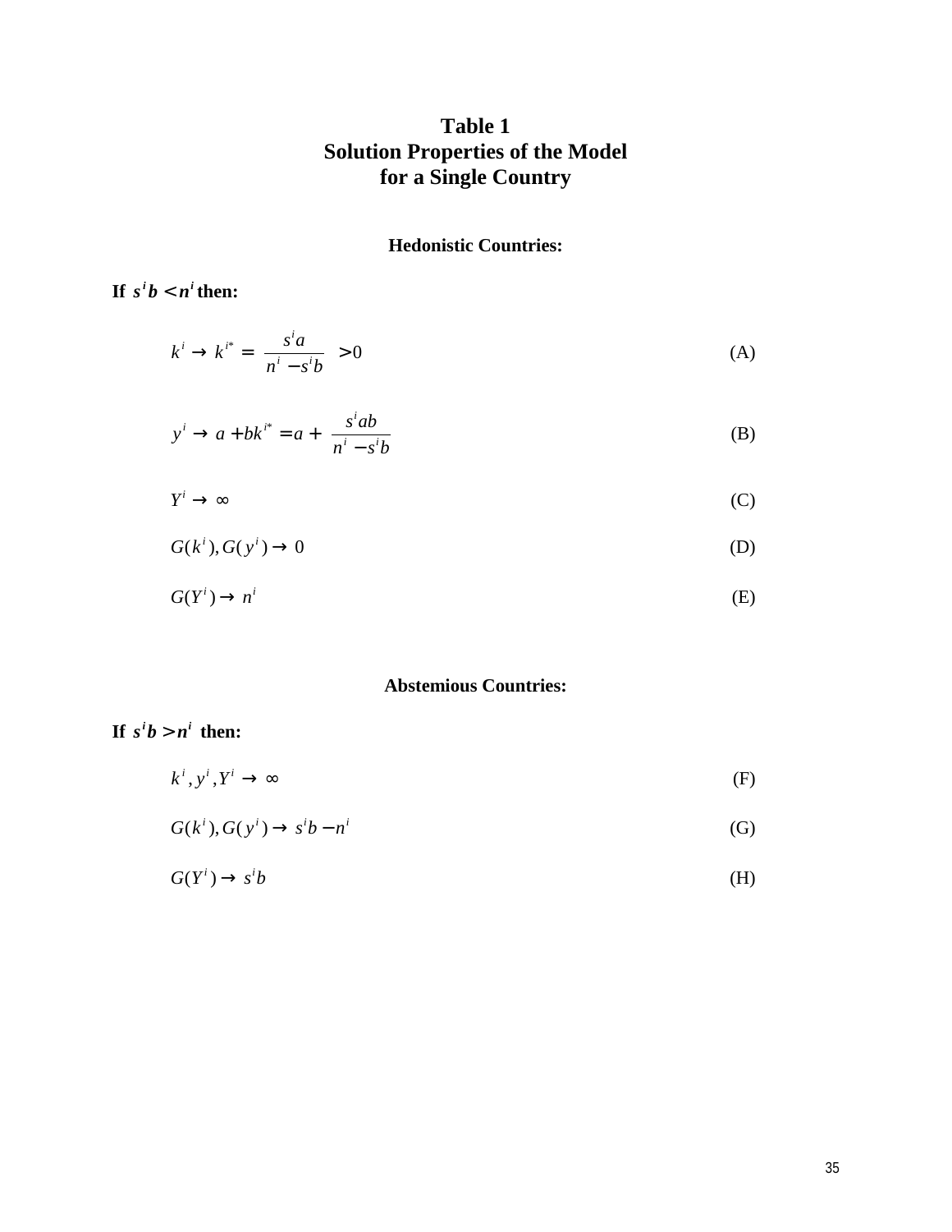# Table 1
## Solution Properties of the Model for a Single Country

### Hedonistic Countries:

**If $s^i b < n^i$ then:**

$$k^i \rightarrow k^{i*} = \frac{s^i a}{n^i - s^i b} > 0 \tag{A}$$

$$y^i \rightarrow a + bk^{i*} = a + \frac{s^i ab}{n^i - s^i b} \tag{B}$$

$$Y^i \rightarrow \infty \tag{C}$$

$$G(k^i), G(y^i) \rightarrow 0 \tag{D}$$

$$G(Y^i) \rightarrow n^i \tag{E}$$

### Abstemious Countries:

**If $s^i b > n^i$ then:**

$$k^i, y^i, Y^i \rightarrow \infty \tag{F}$$

$$G(k^i), G(y^i) \rightarrow s^i b - n^i \tag{G}$$

$$G(Y^i) \rightarrow s^i b \tag{H}$$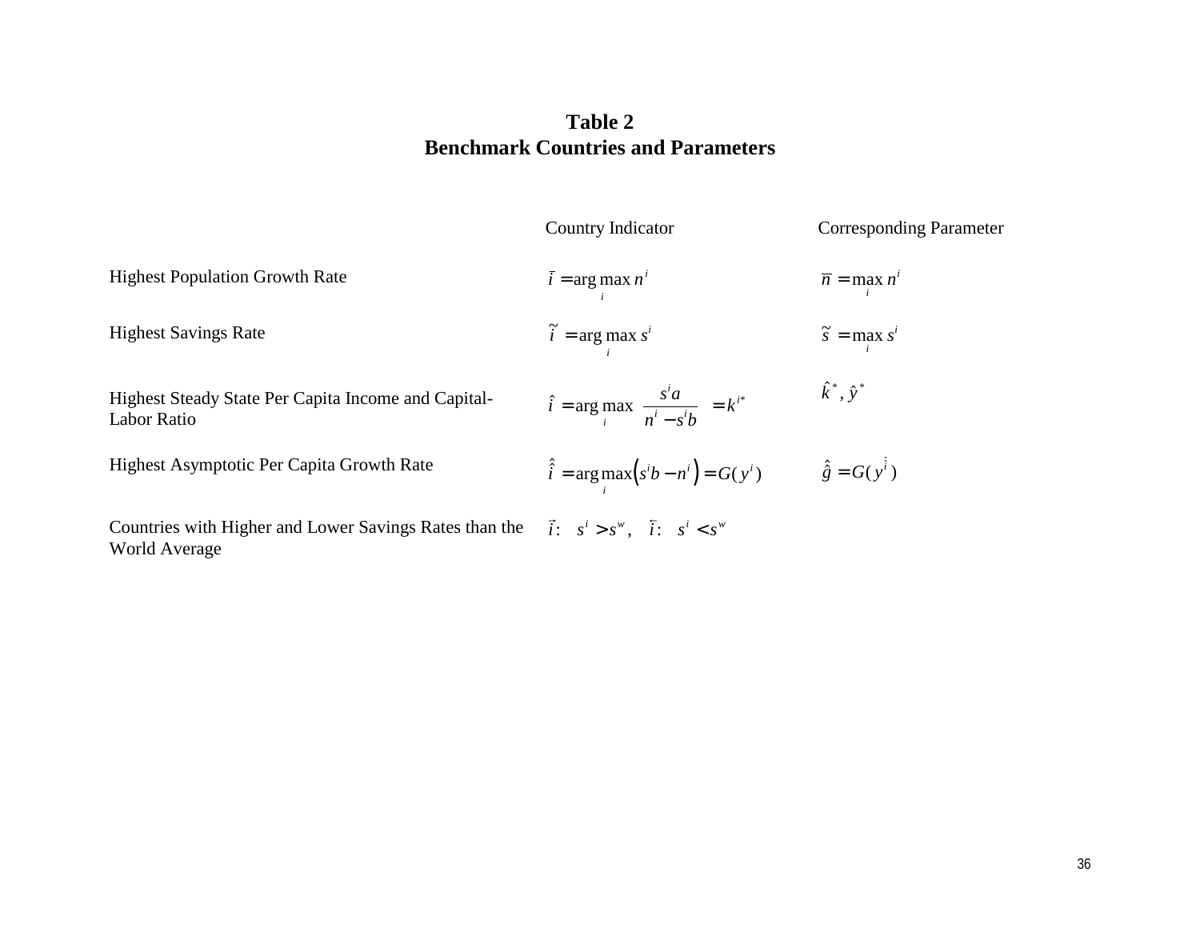**Table 2**
**Benchmark Countries and Parameters**

| | Country Indicator | Corresponding Parameter |
|---|---|---|
| Highest Population Growth Rate | $\bar{i} = \arg\max_i n^i$ | $\bar{n} = \max_i n^i$ |
| Highest Savings Rate | $\tilde{i} = \arg\max_i s^i$ | $\tilde{s} = \max_i s^i$ |
| Highest Steady State Per Capita Income and Capital-Labor Ratio | $\hat{i} = \arg\max_i \frac{s^i a}{n^i - s^i b} = k^{i*}$ | $\hat{k}^*, \hat{y}^*$ |
| Highest Asymptotic Per Capita Growth Rate | $\hat{\hat{i}} = \arg\max_i \left(s^i b - n^i\right) = G(y^i)$ | $\hat{\hat{g}} = G(y^{\hat{\hat{i}}})$ |
| Countries with Higher and Lower Savings Rates than the World Average | $\vec{i}: \quad s^i > s^w, \quad \bar{\bar{i}}: \quad s^i < s^w$ | |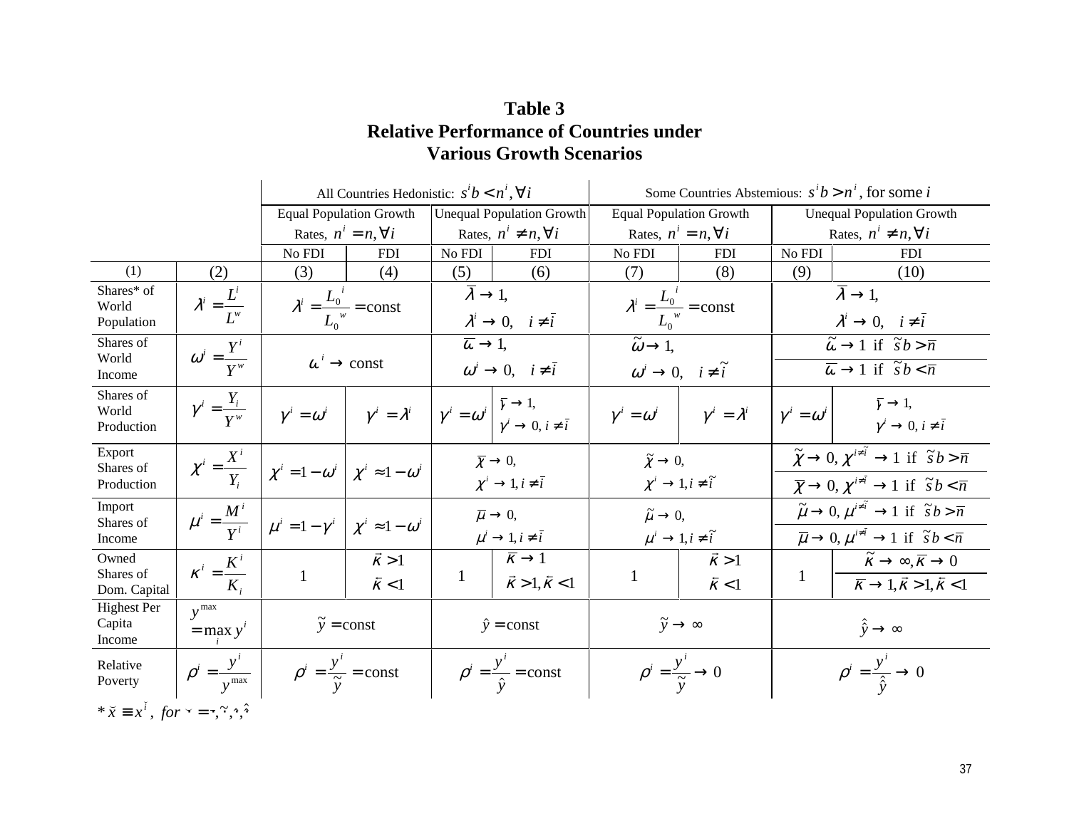# Table 3
# Relative Performance of Countries under Various Growth Scenarios

| | | All Countries Hedonistic: $s^i b < n^i, \forall i$ | | | | Some Countries Abstemious: $s^i b > n^i$, for some $i$ | | | |
|---|---|---|---|---|---|---|---|---|---|
| | | Equal Population Growth Rates, $n^i = n, \forall i$ | | Unequal Population Growth Rates, $n^i \neq n, \forall i$ | | Equal Population Growth Rates, $n^i = n, \forall i$ | | Unequal Population Growth Rates, $n^i \neq n, \forall i$ | |
| | | No FDI | FDI | No FDI | FDI | No FDI | FDI | No FDI | FDI |
| (1) | (2) | (3) | (4) | (5) | (6) | (7) | (8) | (9) | (10) |
| Shares* of World Population | $\lambda^i = \frac{L^i}{L^w}$ | $\lambda^i = \frac{L_0^{\ i}}{L_0^{\ w}} = \text{const}$ | | $\bar{\lambda} \to 1$, $\lambda^i \to 0, \quad i \neq \bar{i}$ | | $\lambda^i = \frac{L_0^{\ i}}{L_0^{\ w}} = \text{const}$ | | $\bar{\lambda} \to 1$, $\lambda^i \to 0, \quad i \neq \bar{i}$ | |
| Shares of World Income | $\omega^i = \frac{Y^i}{Y^w}$ | $\omega^i \to \text{const}$ | | $\bar{\omega} \to 1$, $\omega^i \to 0, \quad i \neq \bar{i}$ | | $\tilde{\omega} \to 1$, $\omega^i \to 0, \quad i \neq \tilde{i}$ | | $\tilde{\omega} \to 1$ if $\tilde{s}b > \bar{n}$; $\bar{\omega} \to 1$ if $\tilde{s}b < \bar{n}$ | |
| Shares of World Production | $\gamma^i = \frac{Y_i}{Y^w}$ | $\gamma^i = \omega^i$ | $\gamma^i = \lambda^i$ | $\gamma^i = \omega^i$ | $\bar{\gamma} \to 1$, $\gamma^i \to 0, i \neq \bar{i}$ | $\gamma^i = \omega^i$ | $\gamma^i = \lambda^i$ | $\gamma^i = \omega^i$ | $\bar{\gamma} \to 1$, $\gamma^i \to 0, i \neq \bar{i}$ |
| Export Shares of Production | $\chi^i = \frac{X^i}{Y_i}$ | $\chi^i = 1 - \omega^i$ | $\chi^i \approx 1 - \omega^i$ | $\bar{\chi} \to 0$, $\chi^i \to 1, i \neq \bar{i}$ | | $\tilde{\chi} \to 0$, $\chi^i \to 1, i \neq \tilde{i}$ | | $\tilde{\chi} \to 0, \chi^{i \neq \tilde{i}} \to 1$ if $\tilde{s}b > \bar{n}$; $\bar{\chi} \to 0, \chi^{i \neq \bar{i}} \to 1$ if $\tilde{s}b < \bar{n}$ | |
| Import Shares of Income | $\mu^i = \frac{M^i}{Y^i}$ | $\mu^i = 1 - \gamma^i$ | $\chi^i \approx 1 - \omega^i$ | $\bar{\mu} \to 0$, $\mu^i \to 1, i \neq \bar{i}$ | | $\tilde{\mu} \to 0$, $\mu^i \to 1, i \neq \tilde{i}$ | | $\tilde{\mu} \to 0, \mu^{i \neq \tilde{i}} \to 1$ if $\tilde{s}b > \bar{n}$; $\bar{\mu} \to 0, \mu^{i \neq \bar{i}} \to 1$ if $\tilde{s}b < \bar{n}$ | |
| Owned Shares of Dom. Capital | $\kappa^i = \frac{K^i}{K_i}$ | 1 | $\vec{\kappa} > 1$; $\bar{\kappa} < 1$ | 1 | $\bar{\kappa} \to 1$; $\vec{\kappa} > 1, \bar{\kappa} < 1$ | 1 | $\vec{\kappa} > 1$; $\bar{\kappa} < 1$ | 1 | $\tilde{\kappa} \to \infty, \bar{\kappa} \to 0$; $\bar{\kappa} \to 1, \vec{\kappa} > 1, \bar{\kappa} < 1$ |
| Highest Per Capita Income | $y^{\max} = \max_i y^i$ | $\tilde{y} = \text{const}$ | | $\hat{y} = \text{const}$ | | $\tilde{y} \to \infty$ | | $\hat{\hat{y}} \to \infty$ | |
| Relative Poverty | $\rho^i = \frac{y^i}{y^{\max}}$ | $\rho^i = \frac{y^i}{\tilde{y}} = \text{const}$ | | $\rho^i = \frac{y^i}{\hat{y}} = \text{const}$ | | $\rho^i = \frac{y^i}{\tilde{y}} \to 0$ | | $\rho^i = \frac{y^i}{\hat{y}} \to 0$ | |

$* \breve{x} \equiv x^{\breve{i}}$, $for\ \breve{\ } = \bar{\ }, \tilde{\ }, \hat{\ }, \hat{\hat{\ }}$